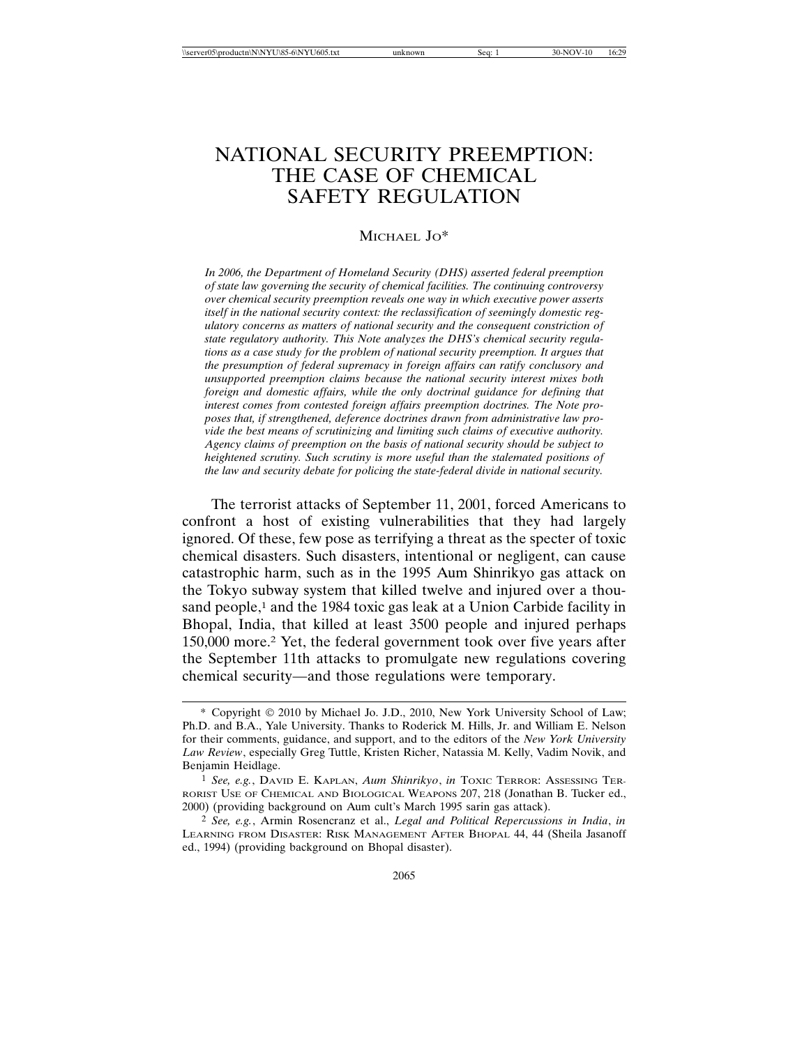# NATIONAL SECURITY PREEMPTION: THE CASE OF CHEMICAL SAFETY REGULATION

MICHAEL JO*

*In 2006, the Department of Homeland Security (DHS) asserted federal preemption of state law governing the security of chemical facilities. The continuing controversy over chemical security preemption reveals one way in which executive power asserts itself in the national security context: the reclassification of seemingly domestic regulatory concerns as matters of national security and the consequent constriction of state regulatory authority. This Note analyzes the DHS's chemical security regulations as a case study for the problem of national security preemption. It argues that the presumption of federal supremacy in foreign affairs can ratify conclusory and unsupported preemption claims because the national security interest mixes both foreign and domestic affairs, while the only doctrinal guidance for defining that interest comes from contested foreign affairs preemption doctrines. The Note proposes that, if strengthened, deference doctrines drawn from administrative law provide the best means of scrutinizing and limiting such claims of executive authority. Agency claims of preemption on the basis of national security should be subject to heightened scrutiny. Such scrutiny is more useful than the stalemated positions of the law and security debate for policing the state-federal divide in national security.*

The terrorist attacks of September 11, 2001, forced Americans to confront a host of existing vulnerabilities that they had largely ignored. Of these, few pose as terrifying a threat as the specter of toxic chemical disasters. Such disasters, intentional or negligent, can cause catastrophic harm, such as in the 1995 Aum Shinrikyo gas attack on the Tokyo subway system that killed twelve and injured over a thousand people,[1] and the 1984 toxic gas leak at a Union Carbide facility in Bhopal, India, that killed at least 3500 people and injured perhaps 150,000 more.[2] Yet, the federal government took over five years after the September 11th attacks to promulgate new regulations covering chemical security—and those regulations were temporary.

---

\* Copyright © 2010 by Michael Jo. J.D., 2010, New York University School of Law; Ph.D. and B.A., Yale University. Thanks to Roderick M. Hills, Jr. and William E. Nelson for their comments, guidance, and support, and to the editors of the *New York University Law Review*, especially Greg Tuttle, Kristen Richer, Natassia M. Kelly, Vadim Novik, and Benjamin Heidlage.

[1] *See, e.g.*, DAVID E. KAPLAN, *Aum Shinrikyo*, *in* TOXIC TERROR: ASSESSING TERRORIST USE OF CHEMICAL AND BIOLOGICAL WEAPONS 207, 218 (Jonathan B. Tucker ed., 2000) (providing background on Aum cult's March 1995 sarin gas attack).

[2] *See, e.g.*, Armin Rosencranz et al., *Legal and Political Repercussions in India*, *in* LEARNING FROM DISASTER: RISK MANAGEMENT AFTER BHOPAL 44, 44 (Sheila Jasanoff ed., 1994) (providing background on Bhopal disaster).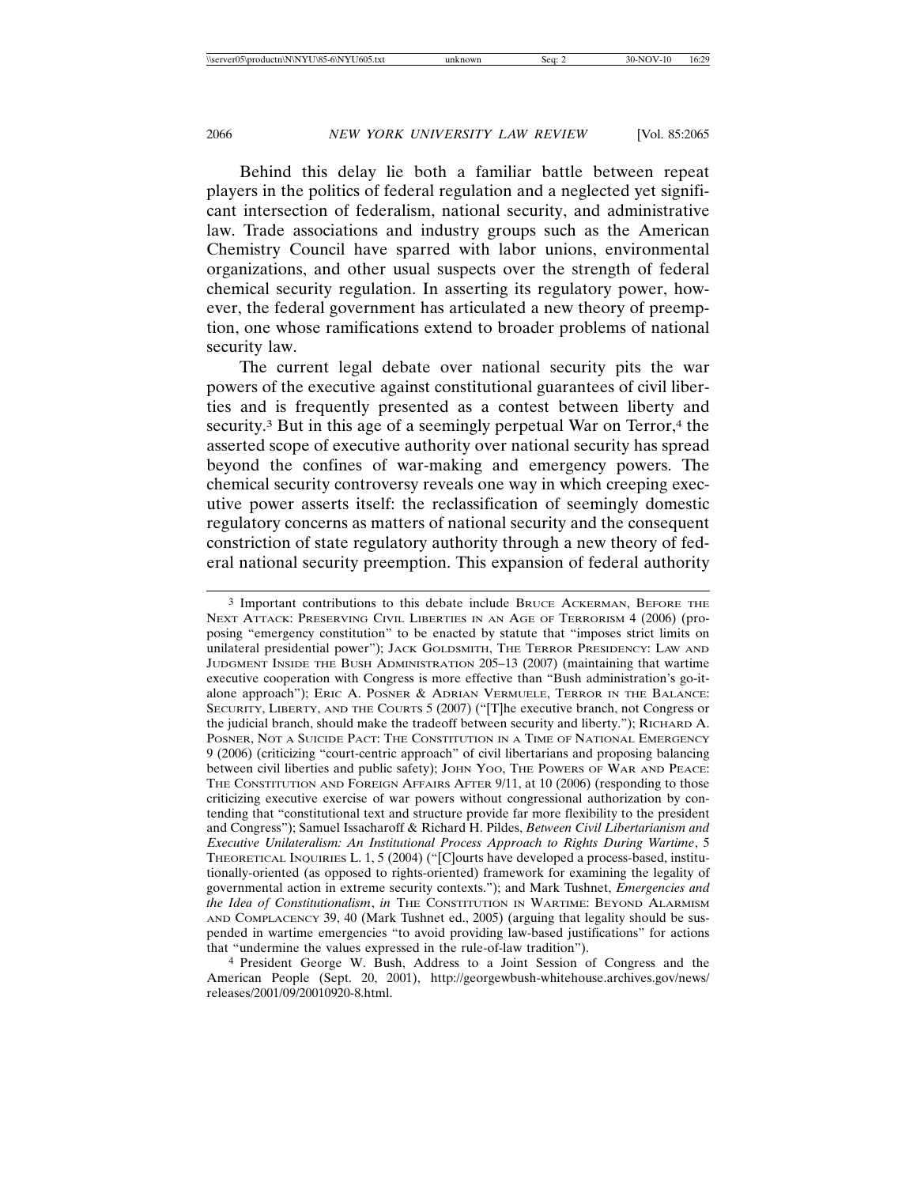Behind this delay lie both a familiar battle between repeat players in the politics of federal regulation and a neglected yet significant intersection of federalism, national security, and administrative law. Trade associations and industry groups such as the American Chemistry Council have sparred with labor unions, environmental organizations, and other usual suspects over the strength of federal chemical security regulation. In asserting its regulatory power, however, the federal government has articulated a new theory of preemption, one whose ramifications extend to broader problems of national security law.

The current legal debate over national security pits the war powers of the executive against constitutional guarantees of civil liberties and is frequently presented as a contest between liberty and security.[3] But in this age of a seemingly perpetual War on Terror,[4] the asserted scope of executive authority over national security has spread beyond the confines of war-making and emergency powers. The chemical security controversy reveals one way in which creeping executive power asserts itself: the reclassification of seemingly domestic regulatory concerns as matters of national security and the consequent constriction of state regulatory authority through a new theory of federal national security preemption. This expansion of federal authority

---

[3] Important contributions to this debate include BRUCE ACKERMAN, BEFORE THE NEXT ATTACK: PRESERVING CIVIL LIBERTIES IN AN AGE OF TERRORISM 4 (2006) (proposing "emergency constitution" to be enacted by statute that "imposes strict limits on unilateral presidential power"); JACK GOLDSMITH, THE TERROR PRESIDENCY: LAW AND JUDGMENT INSIDE THE BUSH ADMINISTRATION 205–13 (2007) (maintaining that wartime executive cooperation with Congress is more effective than "Bush administration's go-it-alone approach"); ERIC A. POSNER & ADRIAN VERMEULE, TERROR IN THE BALANCE: SECURITY, LIBERTY, AND THE COURTS 5 (2007) ("[T]he executive branch, not Congress or the judicial branch, should make the tradeoff between security and liberty."); RICHARD A. POSNER, NOT A SUICIDE PACT: THE CONSTITUTION IN A TIME OF NATIONAL EMERGENCY 9 (2006) (criticizing "court-centric approach" of civil libertarians and proposing balancing between civil liberties and public safety); JOHN YOO, THE POWERS OF WAR AND PEACE: THE CONSTITUTION AND FOREIGN AFFAIRS AFTER 9/11, at 10 (2006) (responding to those criticizing executive exercise of war powers without congressional authorization by contending that "constitutional text and structure provide far more flexibility to the president and Congress"); Samuel Issacharoff & Richard H. Pildes, *Between Civil Libertarianism and Executive Unilateralism: An Institutional Process Approach to Rights During Wartime*, 5 THEORETICAL INQUIRIES L. 1, 5 (2004) ("[C]ourts have developed a process-based, institutionally-oriented (as opposed to rights-oriented) framework for examining the legality of governmental action in extreme security contexts."); and Mark Tushnet, *Emergencies and the Idea of Constitutionalism*, *in* THE CONSTITUTION IN WARTIME: BEYOND ALARMISM AND COMPLACENCY 39, 40 (Mark Tushnet ed., 2005) (arguing that legality should be suspended in wartime emergencies "to avoid providing law-based justifications" for actions that "undermine the values expressed in the rule-of-law tradition").

[4] President George W. Bush, Address to a Joint Session of Congress and the American People (Sept. 20, 2001), http://georgewbush-whitehouse.archives.gov/news/releases/2001/09/20010920-8.html.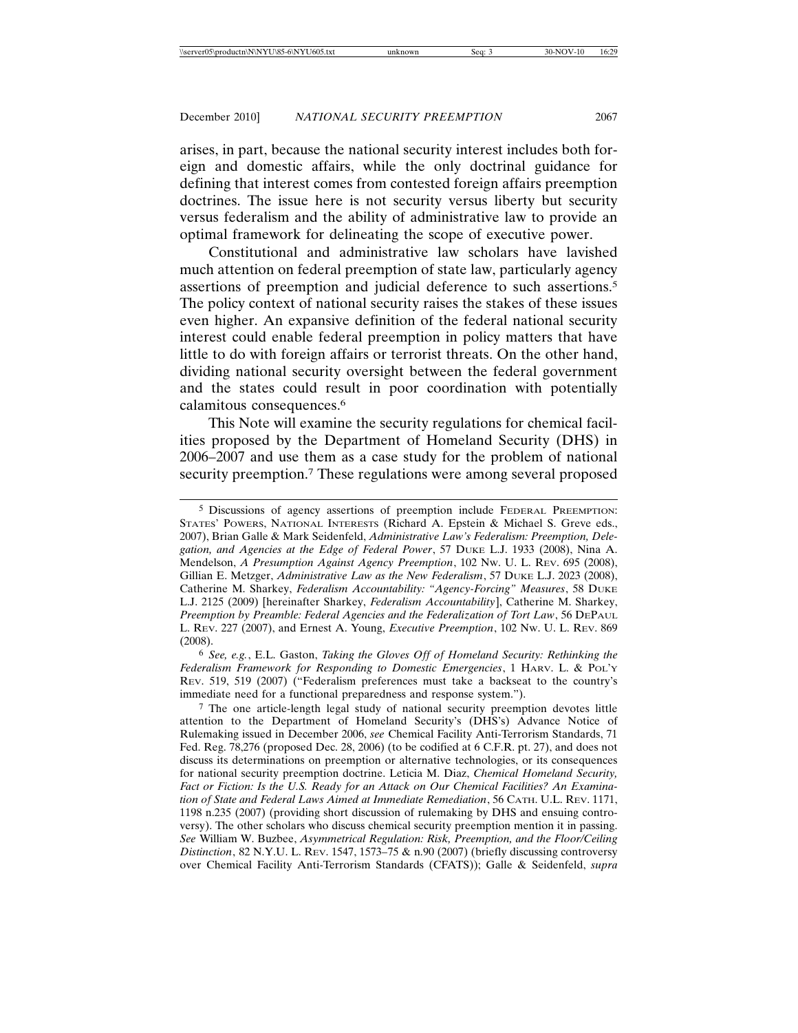arises, in part, because the national security interest includes both foreign and domestic affairs, while the only doctrinal guidance for defining that interest comes from contested foreign affairs preemption doctrines. The issue here is not security versus liberty but security versus federalism and the ability of administrative law to provide an optimal framework for delineating the scope of executive power.

Constitutional and administrative law scholars have lavished much attention on federal preemption of state law, particularly agency assertions of preemption and judicial deference to such assertions.[5] The policy context of national security raises the stakes of these issues even higher. An expansive definition of the federal national security interest could enable federal preemption in policy matters that have little to do with foreign affairs or terrorist threats. On the other hand, dividing national security oversight between the federal government and the states could result in poor coordination with potentially calamitous consequences.[6]

This Note will examine the security regulations for chemical facilities proposed by the Department of Homeland Security (DHS) in 2006–2007 and use them as a case study for the problem of national security preemption.[7] These regulations were among several proposed

---

[5] Discussions of agency assertions of preemption include FEDERAL PREEMPTION: STATES' POWERS, NATIONAL INTERESTS (Richard A. Epstein & Michael S. Greve eds., 2007), Brian Galle & Mark Seidenfeld, *Administrative Law's Federalism: Preemption, Delegation, and Agencies at the Edge of Federal Power*, 57 DUKE L.J. 1933 (2008), Nina A. Mendelson, *A Presumption Against Agency Preemption*, 102 NW. U. L. REV. 695 (2008), Gillian E. Metzger, *Administrative Law as the New Federalism*, 57 DUKE L.J. 2023 (2008), Catherine M. Sharkey, *Federalism Accountability: "Agency-Forcing" Measures*, 58 DUKE L.J. 2125 (2009) [hereinafter Sharkey, *Federalism Accountability*], Catherine M. Sharkey, *Preemption by Preamble: Federal Agencies and the Federalization of Tort Law*, 56 DEPAUL L. REV. 227 (2007), and Ernest A. Young, *Executive Preemption*, 102 NW. U. L. REV. 869 (2008).

[6] *See, e.g.*, E.L. Gaston, *Taking the Gloves Off of Homeland Security: Rethinking the Federalism Framework for Responding to Domestic Emergencies*, 1 HARV. L. & POL'Y REV. 519, 519 (2007) ("Federalism preferences must take a backseat to the country's immediate need for a functional preparedness and response system.").

[7] The one article-length legal study of national security preemption devotes little attention to the Department of Homeland Security's (DHS's) Advance Notice of Rulemaking issued in December 2006, *see* Chemical Facility Anti-Terrorism Standards, 71 Fed. Reg. 78,276 (proposed Dec. 28, 2006) (to be codified at 6 C.F.R. pt. 27), and does not discuss its determinations on preemption or alternative technologies, or its consequences for national security preemption doctrine. Leticia M. Diaz, *Chemical Homeland Security, Fact or Fiction: Is the U.S. Ready for an Attack on Our Chemical Facilities? An Examination of State and Federal Laws Aimed at Immediate Remediation*, 56 CATH. U.L. REV. 1171, 1198 n.235 (2007) (providing short discussion of rulemaking by DHS and ensuing controversy). The other scholars who discuss chemical security preemption mention it in passing. *See* William W. Buzbee, *Asymmetrical Regulation: Risk, Preemption, and the Floor/Ceiling Distinction*, 82 N.Y.U. L. REV. 1547, 1573–75 & n.90 (2007) (briefly discussing controversy over Chemical Facility Anti-Terrorism Standards (CFATS)); Galle & Seidenfeld, *supra*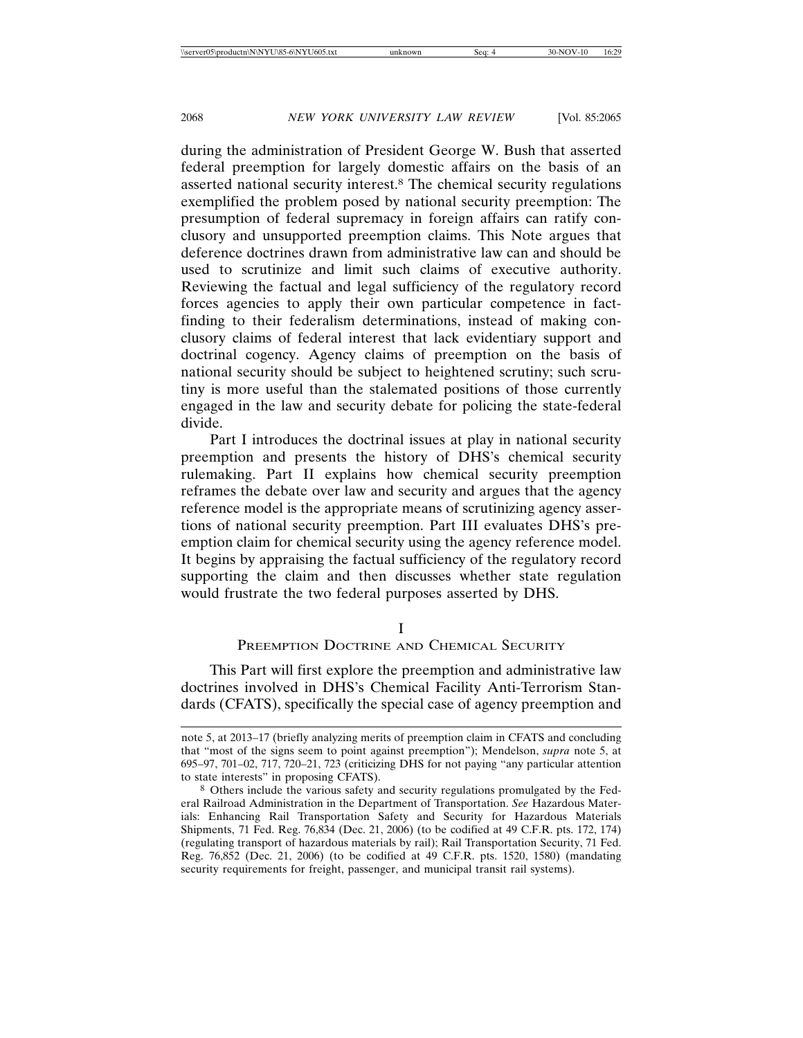during the administration of President George W. Bush that asserted federal preemption for largely domestic affairs on the basis of an asserted national security interest.[8] The chemical security regulations exemplified the problem posed by national security preemption: The presumption of federal supremacy in foreign affairs can ratify conclusory and unsupported preemption claims. This Note argues that deference doctrines drawn from administrative law can and should be used to scrutinize and limit such claims of executive authority. Reviewing the factual and legal sufficiency of the regulatory record forces agencies to apply their own particular competence in fact-finding to their federalism determinations, instead of making conclusory claims of federal interest that lack evidentiary support and doctrinal cogency. Agency claims of preemption on the basis of national security should be subject to heightened scrutiny; such scrutiny is more useful than the stalemated positions of those currently engaged in the law and security debate for policing the state-federal divide.

Part I introduces the doctrinal issues at play in national security preemption and presents the history of DHS's chemical security rulemaking. Part II explains how chemical security preemption reframes the debate over law and security and argues that the agency reference model is the appropriate means of scrutinizing agency assertions of national security preemption. Part III evaluates DHS's preemption claim for chemical security using the agency reference model. It begins by appraising the factual sufficiency of the regulatory record supporting the claim and then discusses whether state regulation would frustrate the two federal purposes asserted by DHS.

# I
## Preemption Doctrine and Chemical Security

This Part will first explore the preemption and administrative law doctrines involved in DHS's Chemical Facility Anti-Terrorism Standards (CFATS), specifically the special case of agency preemption and

---

note 5, at 2013–17 (briefly analyzing merits of preemption claim in CFATS and concluding that "most of the signs seem to point against preemption"); Mendelson, *supra* note 5, at 695–97, 701–02, 717, 720–21, 723 (criticizing DHS for not paying "any particular attention to state interests" in proposing CFATS).

[8] Others include the various safety and security regulations promulgated by the Federal Railroad Administration in the Department of Transportation. *See* Hazardous Materials: Enhancing Rail Transportation Safety and Security for Hazardous Materials Shipments, 71 Fed. Reg. 76,834 (Dec. 21, 2006) (to be codified at 49 C.F.R. pts. 172, 174) (regulating transport of hazardous materials by rail); Rail Transportation Security, 71 Fed. Reg. 76,852 (Dec. 21, 2006) (to be codified at 49 C.F.R. pts. 1520, 1580) (mandating security requirements for freight, passenger, and municipal transit rail systems).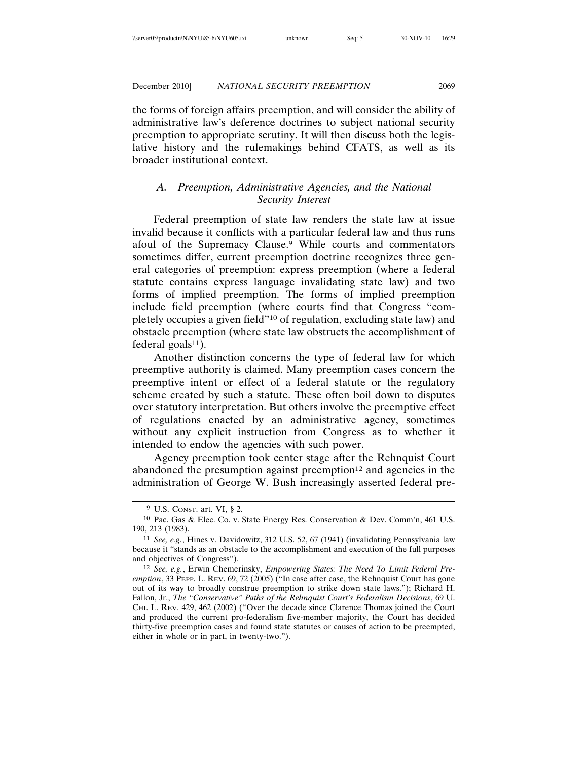the forms of foreign affairs preemption, and will consider the ability of administrative law's deference doctrines to subject national security preemption to appropriate scrutiny. It will then discuss both the legislative history and the rulemakings behind CFATS, as well as its broader institutional context.

### A. Preemption, Administrative Agencies, and the National Security Interest

Federal preemption of state law renders the state law at issue invalid because it conflicts with a particular federal law and thus runs afoul of the Supremacy Clause.[9] While courts and commentators sometimes differ, current preemption doctrine recognizes three general categories of preemption: express preemption (where a federal statute contains express language invalidating state law) and two forms of implied preemption. The forms of implied preemption include field preemption (where courts find that Congress "completely occupies a given field"[10] of regulation, excluding state law) and obstacle preemption (where state law obstructs the accomplishment of federal goals[11]).

Another distinction concerns the type of federal law for which preemptive authority is claimed. Many preemption cases concern the preemptive intent or effect of a federal statute or the regulatory scheme created by such a statute. These often boil down to disputes over statutory interpretation. But others involve the preemptive effect of regulations enacted by an administrative agency, sometimes without any explicit instruction from Congress as to whether it intended to endow the agencies with such power.

Agency preemption took center stage after the Rehnquist Court abandoned the presumption against preemption[12] and agencies in the administration of George W. Bush increasingly asserted federal pre-

---

[9] U.S. CONST. art. VI, § 2.

[10] Pac. Gas & Elec. Co. v. State Energy Res. Conservation & Dev. Comm'n, 461 U.S. 190, 213 (1983).

[11] *See, e.g.*, Hines v. Davidowitz, 312 U.S. 52, 67 (1941) (invalidating Pennsylvania law because it "stands as an obstacle to the accomplishment and execution of the full purposes and objectives of Congress").

[12] *See, e.g.*, Erwin Chemerinsky, *Empowering States: The Need To Limit Federal Preemption*, 33 PEPP. L. REV. 69, 72 (2005) ("In case after case, the Rehnquist Court has gone out of its way to broadly construe preemption to strike down state laws."); Richard H. Fallon, Jr., *The "Conservative" Paths of the Rehnquist Court's Federalism Decisions*, 69 U. CHI. L. REV. 429, 462 (2002) ("Over the decade since Clarence Thomas joined the Court and produced the current pro-federalism five-member majority, the Court has decided thirty-five preemption cases and found state statutes or causes of action to be preempted, either in whole or in part, in twenty-two.").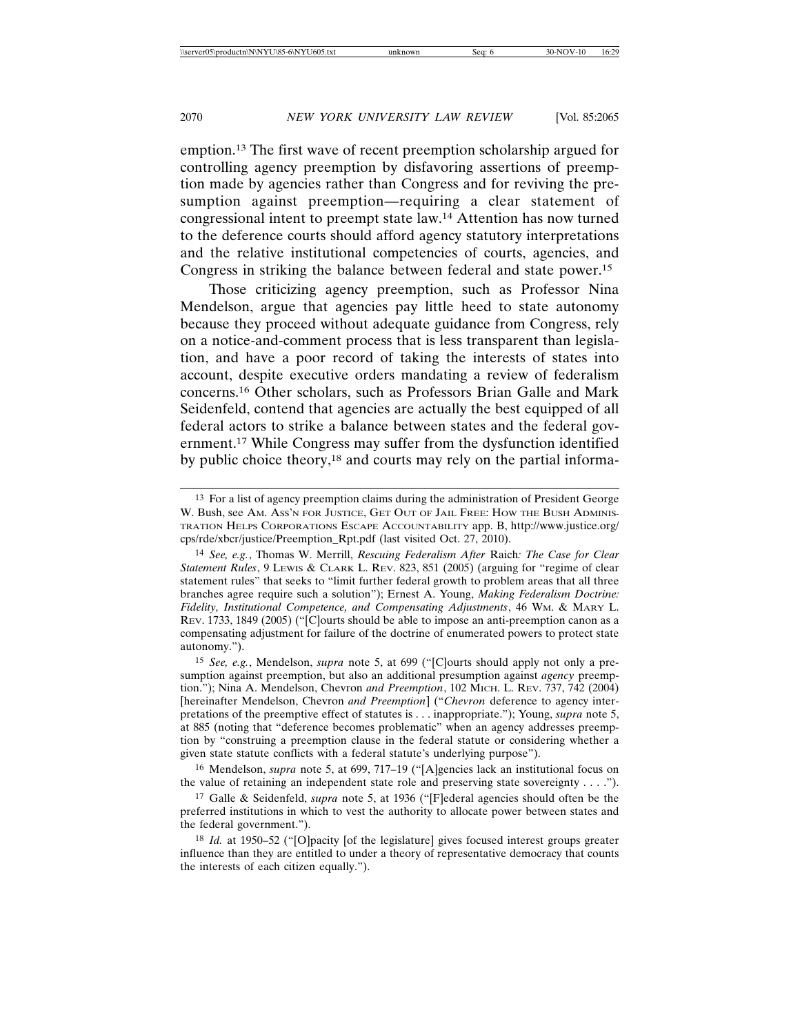emption.[13] The first wave of recent preemption scholarship argued for controlling agency preemption by disfavoring assertions of preemption made by agencies rather than Congress and for reviving the presumption against preemption—requiring a clear statement of congressional intent to preempt state law.[14] Attention has now turned to the deference courts should afford agency statutory interpretations and the relative institutional competencies of courts, agencies, and Congress in striking the balance between federal and state power.[15]

Those criticizing agency preemption, such as Professor Nina Mendelson, argue that agencies pay little heed to state autonomy because they proceed without adequate guidance from Congress, rely on a notice-and-comment process that is less transparent than legislation, and have a poor record of taking the interests of states into account, despite executive orders mandating a review of federalism concerns.[16] Other scholars, such as Professors Brian Galle and Mark Seidenfeld, contend that agencies are actually the best equipped of all federal actors to strike a balance between states and the federal government.[17] While Congress may suffer from the dysfunction identified by public choice theory,[18] and courts may rely on the partial informa-

---

[13] For a list of agency preemption claims during the administration of President George W. Bush, see AM. ASS'N FOR JUSTICE, GET OUT OF JAIL FREE: HOW THE BUSH ADMINISTRATION HELPS CORPORATIONS ESCAPE ACCOUNTABILITY app. B, http://www.justice.org/cps/rde/xbcr/justice/Preemption_Rpt.pdf (last visited Oct. 27, 2010).

[14] *See, e.g.*, Thomas W. Merrill, *Rescuing Federalism After* Raich*: The Case for Clear Statement Rules*, 9 LEWIS & CLARK L. REV. 823, 851 (2005) (arguing for "regime of clear statement rules" that seeks to "limit further federal growth to problem areas that all three branches agree require such a solution"); Ernest A. Young, *Making Federalism Doctrine: Fidelity, Institutional Competence, and Compensating Adjustments*, 46 WM. & MARY L. REV. 1733, 1849 (2005) ("[C]ourts should be able to impose an anti-preemption canon as a compensating adjustment for failure of the doctrine of enumerated powers to protect state autonomy.").

[15] *See, e.g.*, Mendelson, *supra* note 5, at 699 ("[C]ourts should apply not only a presumption against preemption, but also an additional presumption against *agency* preemption."); Nina A. Mendelson, Chevron *and Preemption*, 102 MICH. L. REV. 737, 742 (2004) [hereinafter Mendelson, Chevron *and Preemption*] ("*Chevron* deference to agency interpretations of the preemptive effect of statutes is . . . inappropriate."); Young, *supra* note 5, at 885 (noting that "deference becomes problematic" when an agency addresses preemption by "construing a preemption clause in the federal statute or considering whether a given state statute conflicts with a federal statute's underlying purpose").

[16] Mendelson, *supra* note 5, at 699, 717–19 ("[A]gencies lack an institutional focus on the value of retaining an independent state role and preserving state sovereignty . . . .").

[17] Galle & Seidenfeld, *supra* note 5, at 1936 ("[F]ederal agencies should often be the preferred institutions in which to vest the authority to allocate power between states and the federal government.").

[18] *Id.* at 1950–52 ("[O]pacity [of the legislature] gives focused interest groups greater influence than they are entitled to under a theory of representative democracy that counts the interests of each citizen equally.").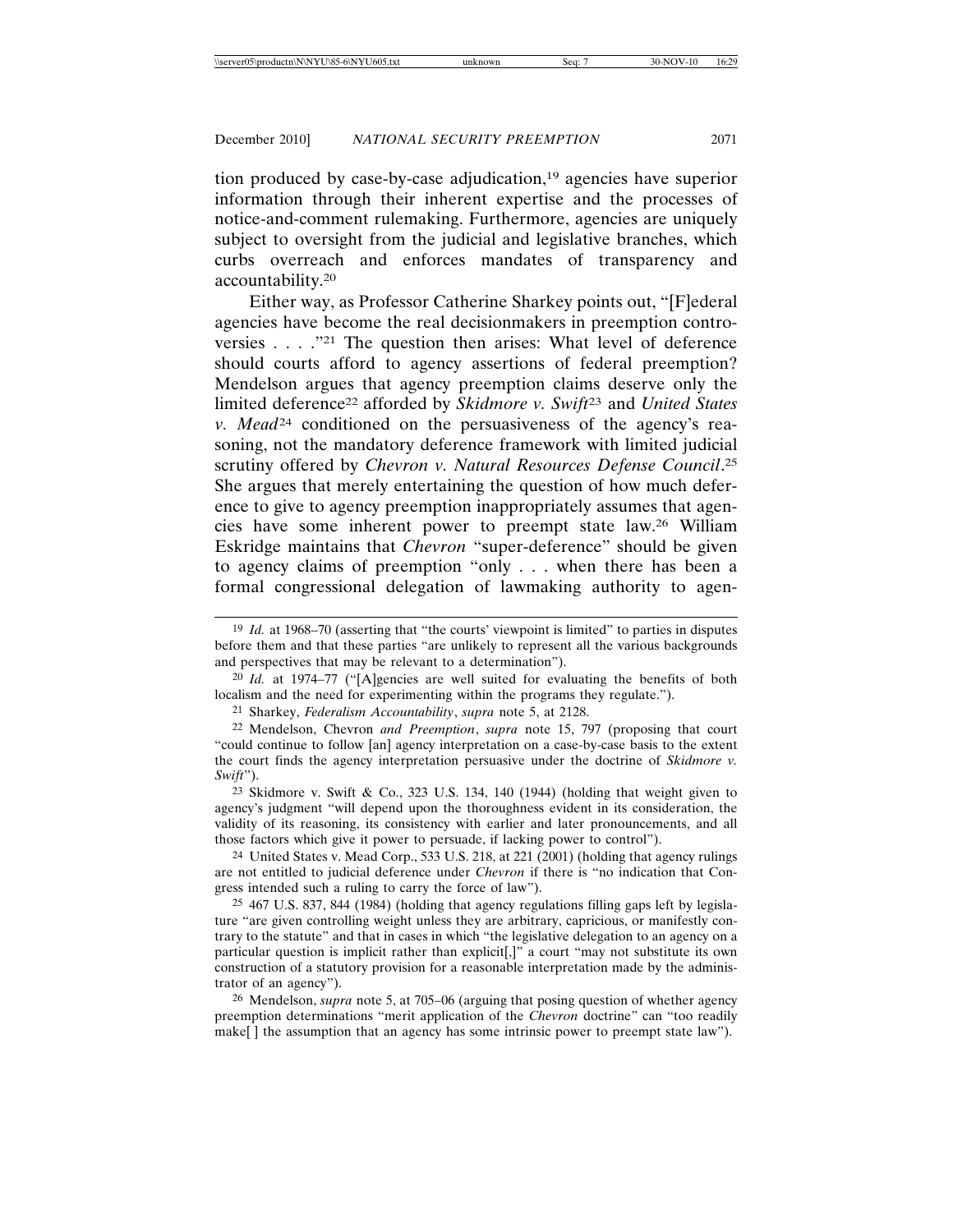tion produced by case-by-case adjudication,[19] agencies have superior information through their inherent expertise and the processes of notice-and-comment rulemaking. Furthermore, agencies are uniquely subject to oversight from the judicial and legislative branches, which curbs overreach and enforces mandates of transparency and accountability.[20]

Either way, as Professor Catherine Sharkey points out, "[F]ederal agencies have become the real decisionmakers in preemption controversies . . . ."[21] The question then arises: What level of deference should courts afford to agency assertions of federal preemption? Mendelson argues that agency preemption claims deserve only the limited deference[22] afforded by *Skidmore v. Swift*[23] and *United States v. Mead*[24] conditioned on the persuasiveness of the agency's reasoning, not the mandatory deference framework with limited judicial scrutiny offered by *Chevron v. Natural Resources Defense Council*.[25] She argues that merely entertaining the question of how much deference to give to agency preemption inappropriately assumes that agencies have some inherent power to preempt state law.[26] William Eskridge maintains that *Chevron* "super-deference" should be given to agency claims of preemption "only . . . when there has been a formal congressional delegation of lawmaking authority to agen-

---

[19] *Id.* at 1968–70 (asserting that "the courts' viewpoint is limited" to parties in disputes before them and that these parties "are unlikely to represent all the various backgrounds and perspectives that may be relevant to a determination").

[20] *Id.* at 1974–77 ("[A]gencies are well suited for evaluating the benefits of both localism and the need for experimenting within the programs they regulate.").

[21] Sharkey, *Federalism Accountability*, *supra* note 5, at 2128.

[22] Mendelson, Chevron *and Preemption*, *supra* note 15, 797 (proposing that court "could continue to follow [an] agency interpretation on a case-by-case basis to the extent the court finds the agency interpretation persuasive under the doctrine of *Skidmore v. Swift*").

[23] Skidmore v. Swift & Co., 323 U.S. 134, 140 (1944) (holding that weight given to agency's judgment "will depend upon the thoroughness evident in its consideration, the validity of its reasoning, its consistency with earlier and later pronouncements, and all those factors which give it power to persuade, if lacking power to control").

[24] United States v. Mead Corp., 533 U.S. 218, at 221 (2001) (holding that agency rulings are not entitled to judicial deference under *Chevron* if there is "no indication that Congress intended such a ruling to carry the force of law").

[25] 467 U.S. 837, 844 (1984) (holding that agency regulations filling gaps left by legislature "are given controlling weight unless they are arbitrary, capricious, or manifestly contrary to the statute" and that in cases in which "the legislative delegation to an agency on a particular question is implicit rather than explicit[,]" a court "may not substitute its own construction of a statutory provision for a reasonable interpretation made by the administrator of an agency").

[26] Mendelson, *supra* note 5, at 705–06 (arguing that posing question of whether agency preemption determinations "merit application of the *Chevron* doctrine" can "too readily make[ ] the assumption that an agency has some intrinsic power to preempt state law").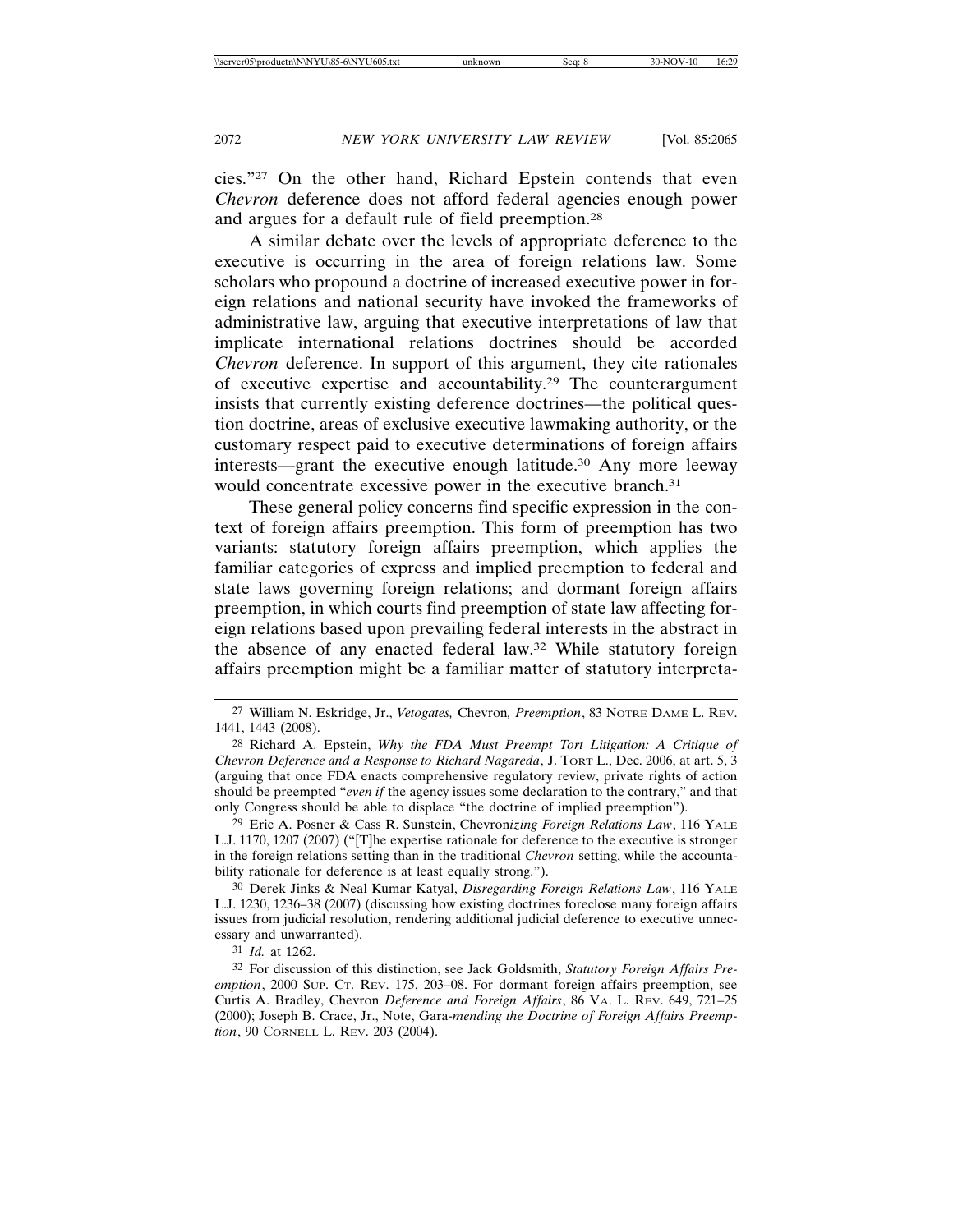cies."[27] On the other hand, Richard Epstein contends that even *Chevron* deference does not afford federal agencies enough power and argues for a default rule of field preemption.[28]

A similar debate over the levels of appropriate deference to the executive is occurring in the area of foreign relations law. Some scholars who propound a doctrine of increased executive power in foreign relations and national security have invoked the frameworks of administrative law, arguing that executive interpretations of law that implicate international relations doctrines should be accorded *Chevron* deference. In support of this argument, they cite rationales of executive expertise and accountability.[29] The counterargument insists that currently existing deference doctrines—the political question doctrine, areas of exclusive executive lawmaking authority, or the customary respect paid to executive determinations of foreign affairs interests—grant the executive enough latitude.[30] Any more leeway would concentrate excessive power in the executive branch.[31]

These general policy concerns find specific expression in the context of foreign affairs preemption. This form of preemption has two variants: statutory foreign affairs preemption, which applies the familiar categories of express and implied preemption to federal and state laws governing foreign relations; and dormant foreign affairs preemption, in which courts find preemption of state law affecting foreign relations based upon prevailing federal interests in the abstract in the absence of any enacted federal law.[32] While statutory foreign affairs preemption might be a familiar matter of statutory interpreta-

---

[27] William N. Eskridge, Jr., *Vetogates,* Chevron*, Preemption*, 83 NOTRE DAME L. REV. 1441, 1443 (2008).

[28] Richard A. Epstein, *Why the FDA Must Preempt Tort Litigation: A Critique of Chevron Deference and a Response to Richard Nagareda*, J. TORT L., Dec. 2006, at art. 5, 3 (arguing that once FDA enacts comprehensive regulatory review, private rights of action should be preempted "*even if* the agency issues some declaration to the contrary," and that only Congress should be able to displace "the doctrine of implied preemption").

[29] Eric A. Posner & Cass R. Sunstein, Chevron*izing Foreign Relations Law*, 116 YALE L.J. 1170, 1207 (2007) ("[T]he expertise rationale for deference to the executive is stronger in the foreign relations setting than in the traditional *Chevron* setting, while the accountability rationale for deference is at least equally strong.").

[30] Derek Jinks & Neal Kumar Katyal, *Disregarding Foreign Relations Law*, 116 YALE L.J. 1230, 1236–38 (2007) (discussing how existing doctrines foreclose many foreign affairs issues from judicial resolution, rendering additional judicial deference to executive unnecessary and unwarranted).

[31] *Id.* at 1262.

[32] For discussion of this distinction, see Jack Goldsmith, *Statutory Foreign Affairs Preemption*, 2000 SUP. CT. REV. 175, 203–08. For dormant foreign affairs preemption, see Curtis A. Bradley, Chevron *Deference and Foreign Affairs*, 86 VA. L. REV. 649, 721–25 (2000); Joseph B. Crace, Jr., Note, Gara-*mending the Doctrine of Foreign Affairs Preemption*, 90 CORNELL L. REV. 203 (2004).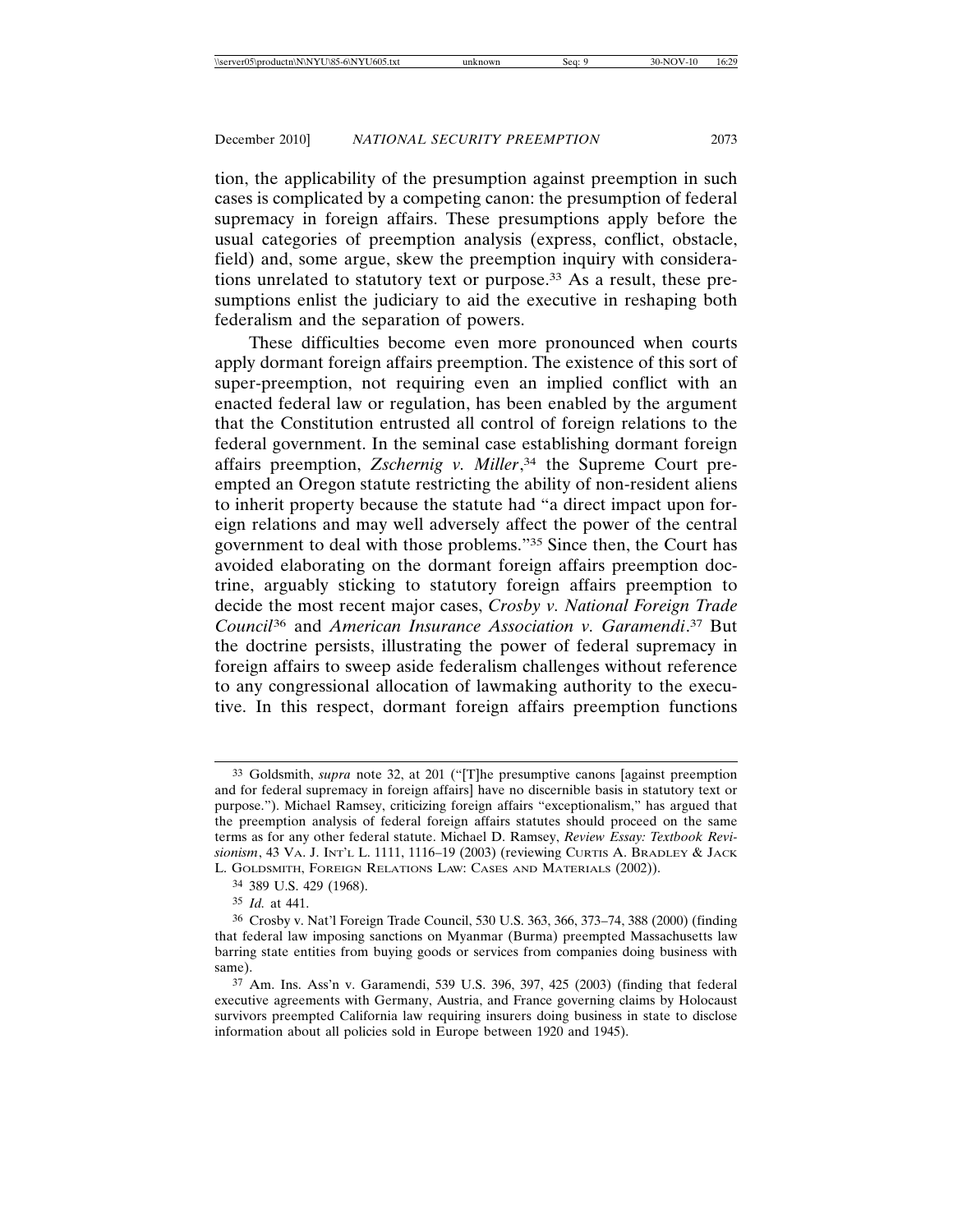tion, the applicability of the presumption against preemption in such cases is complicated by a competing canon: the presumption of federal supremacy in foreign affairs. These presumptions apply before the usual categories of preemption analysis (express, conflict, obstacle, field) and, some argue, skew the preemption inquiry with considerations unrelated to statutory text or purpose.[33] As a result, these presumptions enlist the judiciary to aid the executive in reshaping both federalism and the separation of powers.

These difficulties become even more pronounced when courts apply dormant foreign affairs preemption. The existence of this sort of super-preemption, not requiring even an implied conflict with an enacted federal law or regulation, has been enabled by the argument that the Constitution entrusted all control of foreign relations to the federal government. In the seminal case establishing dormant foreign affairs preemption, *Zschernig v. Miller*,[34] the Supreme Court preempted an Oregon statute restricting the ability of non-resident aliens to inherit property because the statute had "a direct impact upon foreign relations and may well adversely affect the power of the central government to deal with those problems."[35] Since then, the Court has avoided elaborating on the dormant foreign affairs preemption doctrine, arguably sticking to statutory foreign affairs preemption to decide the most recent major cases, *Crosby v. National Foreign Trade Council*[36] and *American Insurance Association v. Garamendi*.[37] But the doctrine persists, illustrating the power of federal supremacy in foreign affairs to sweep aside federalism challenges without reference to any congressional allocation of lawmaking authority to the executive. In this respect, dormant foreign affairs preemption functions

---

[33] Goldsmith, *supra* note 32, at 201 ("[T]he presumptive canons [against preemption and for federal supremacy in foreign affairs] have no discernible basis in statutory text or purpose."). Michael Ramsey, criticizing foreign affairs "exceptionalism," has argued that the preemption analysis of federal foreign affairs statutes should proceed on the same terms as for any other federal statute. Michael D. Ramsey, *Review Essay: Textbook Revisionism*, 43 VA. J. INT'L L. 1111, 1116–19 (2003) (reviewing CURTIS A. BRADLEY & JACK L. GOLDSMITH, FOREIGN RELATIONS LAW: CASES AND MATERIALS (2002)).

[34] 389 U.S. 429 (1968).

[35] *Id.* at 441.

[36] Crosby v. Nat'l Foreign Trade Council, 530 U.S. 363, 366, 373–74, 388 (2000) (finding that federal law imposing sanctions on Myanmar (Burma) preempted Massachusetts law barring state entities from buying goods or services from companies doing business with same).

[37] Am. Ins. Ass'n v. Garamendi, 539 U.S. 396, 397, 425 (2003) (finding that federal executive agreements with Germany, Austria, and France governing claims by Holocaust survivors preempted California law requiring insurers doing business in state to disclose information about all policies sold in Europe between 1920 and 1945).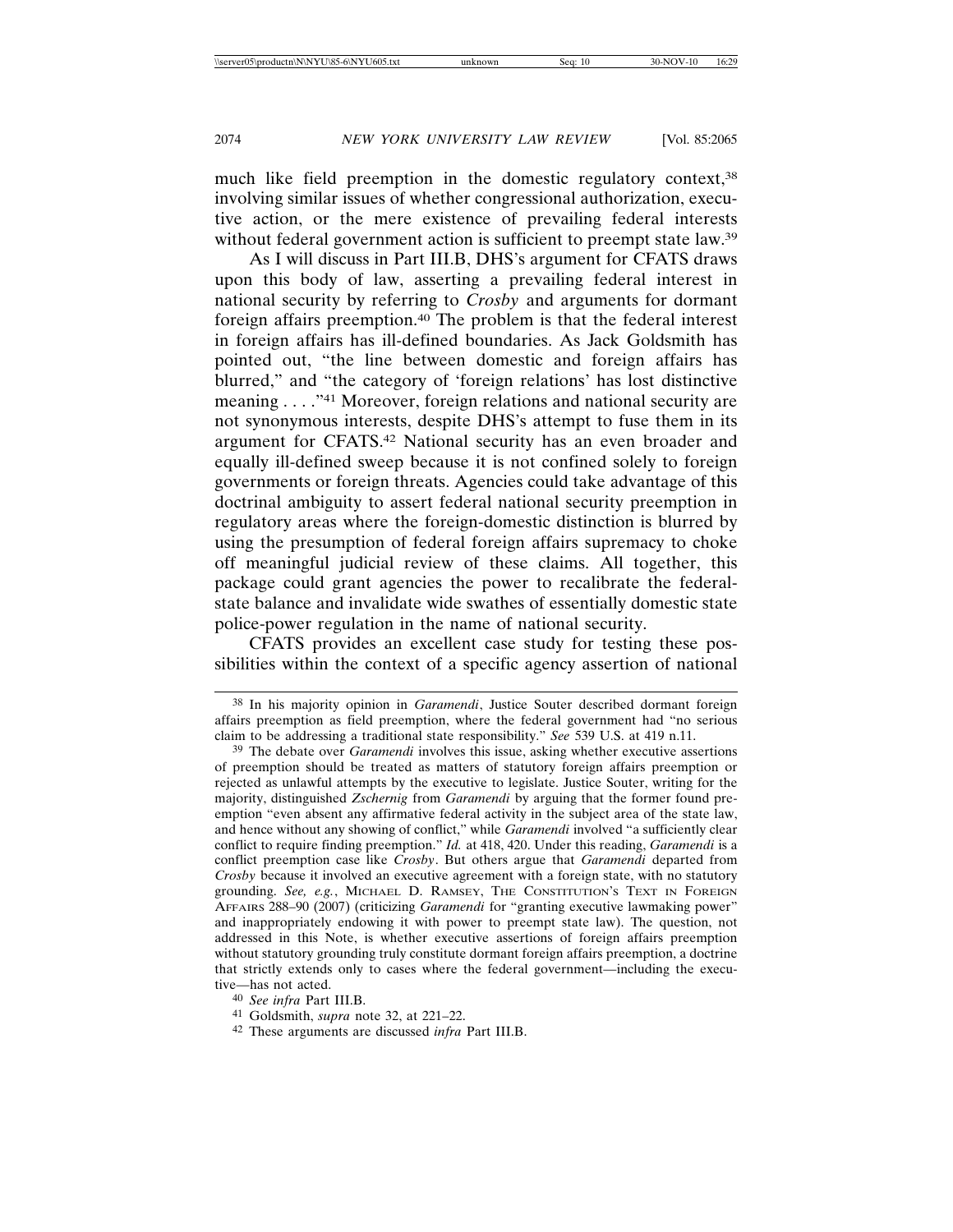much like field preemption in the domestic regulatory context,[38] involving similar issues of whether congressional authorization, executive action, or the mere existence of prevailing federal interests without federal government action is sufficient to preempt state law.[39]

As I will discuss in Part III.B, DHS's argument for CFATS draws upon this body of law, asserting a prevailing federal interest in national security by referring to *Crosby* and arguments for dormant foreign affairs preemption.[40] The problem is that the federal interest in foreign affairs has ill-defined boundaries. As Jack Goldsmith has pointed out, "the line between domestic and foreign affairs has blurred," and "the category of 'foreign relations' has lost distinctive meaning . . . ."[41] Moreover, foreign relations and national security are not synonymous interests, despite DHS's attempt to fuse them in its argument for CFATS.[42] National security has an even broader and equally ill-defined sweep because it is not confined solely to foreign governments or foreign threats. Agencies could take advantage of this doctrinal ambiguity to assert federal national security preemption in regulatory areas where the foreign-domestic distinction is blurred by using the presumption of federal foreign affairs supremacy to choke off meaningful judicial review of these claims. All together, this package could grant agencies the power to recalibrate the federal-state balance and invalidate wide swathes of essentially domestic state police-power regulation in the name of national security.

CFATS provides an excellent case study for testing these possibilities within the context of a specific agency assertion of national

---

[38] In his majority opinion in *Garamendi*, Justice Souter described dormant foreign affairs preemption as field preemption, where the federal government had "no serious claim to be addressing a traditional state responsibility." *See* 539 U.S. at 419 n.11.

[39] The debate over *Garamendi* involves this issue, asking whether executive assertions of preemption should be treated as matters of statutory foreign affairs preemption or rejected as unlawful attempts by the executive to legislate. Justice Souter, writing for the majority, distinguished *Zschernig* from *Garamendi* by arguing that the former found preemption "even absent any affirmative federal activity in the subject area of the state law, and hence without any showing of conflict," while *Garamendi* involved "a sufficiently clear conflict to require finding preemption." *Id.* at 418, 420. Under this reading, *Garamendi* is a conflict preemption case like *Crosby*. But others argue that *Garamendi* departed from *Crosby* because it involved an executive agreement with a foreign state, with no statutory grounding. *See, e.g.*, Michael D. Ramsey, The Constitution's Text in Foreign Affairs 288–90 (2007) (criticizing *Garamendi* for "granting executive lawmaking power" and inappropriately endowing it with power to preempt state law). The question, not addressed in this Note, is whether executive assertions of foreign affairs preemption without statutory grounding truly constitute dormant foreign affairs preemption, a doctrine that strictly extends only to cases where the federal government—including the executive—has not acted.

[40] *See infra* Part III.B.

[41] Goldsmith, *supra* note 32, at 221–22.

[42] These arguments are discussed *infra* Part III.B.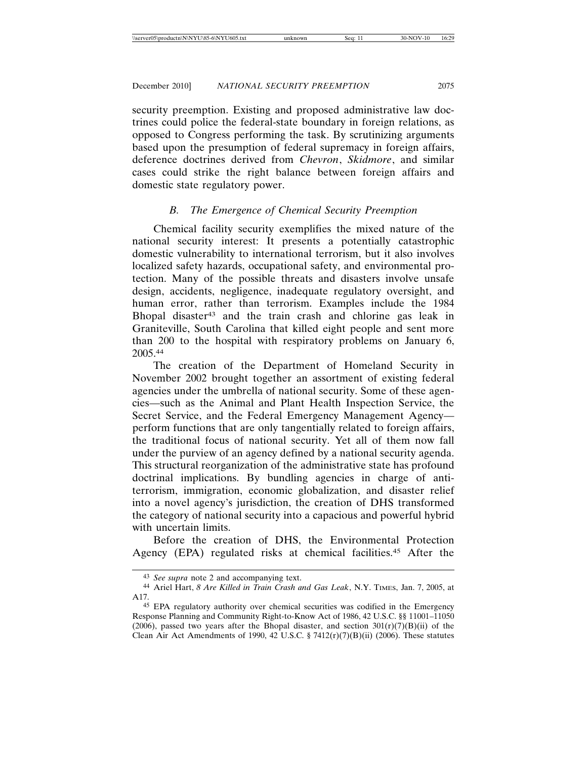security preemption. Existing and proposed administrative law doctrines could police the federal-state boundary in foreign relations, as opposed to Congress performing the task. By scrutinizing arguments based upon the presumption of federal supremacy in foreign affairs, deference doctrines derived from *Chevron*, *Skidmore*, and similar cases could strike the right balance between foreign affairs and domestic state regulatory power.

### *B. The Emergence of Chemical Security Preemption*

Chemical facility security exemplifies the mixed nature of the national security interest: It presents a potentially catastrophic domestic vulnerability to international terrorism, but it also involves localized safety hazards, occupational safety, and environmental protection. Many of the possible threats and disasters involve unsafe design, accidents, negligence, inadequate regulatory oversight, and human error, rather than terrorism. Examples include the 1984 Bhopal disaster[43] and the train crash and chlorine gas leak in Graniteville, South Carolina that killed eight people and sent more than 200 to the hospital with respiratory problems on January 6, 2005.[44]

The creation of the Department of Homeland Security in November 2002 brought together an assortment of existing federal agencies under the umbrella of national security. Some of these agencies—such as the Animal and Plant Health Inspection Service, the Secret Service, and the Federal Emergency Management Agency—perform functions that are only tangentially related to foreign affairs, the traditional focus of national security. Yet all of them now fall under the purview of an agency defined by a national security agenda. This structural reorganization of the administrative state has profound doctrinal implications. By bundling agencies in charge of anti-terrorism, immigration, economic globalization, and disaster relief into a novel agency's jurisdiction, the creation of DHS transformed the category of national security into a capacious and powerful hybrid with uncertain limits.

Before the creation of DHS, the Environmental Protection Agency (EPA) regulated risks at chemical facilities.[45] After the

---

[43] *See supra* note 2 and accompanying text.

[44] Ariel Hart, *8 Are Killed in Train Crash and Gas Leak*, N.Y. TIMES, Jan. 7, 2005, at A17.

[45] EPA regulatory authority over chemical securities was codified in the Emergency Response Planning and Community Right-to-Know Act of 1986, 42 U.S.C. §§ 11001–11050 (2006), passed two years after the Bhopal disaster, and section 301(r)(7)(B)(ii) of the Clean Air Act Amendments of 1990, 42 U.S.C. § 7412(r)(7)(B)(ii) (2006). These statutes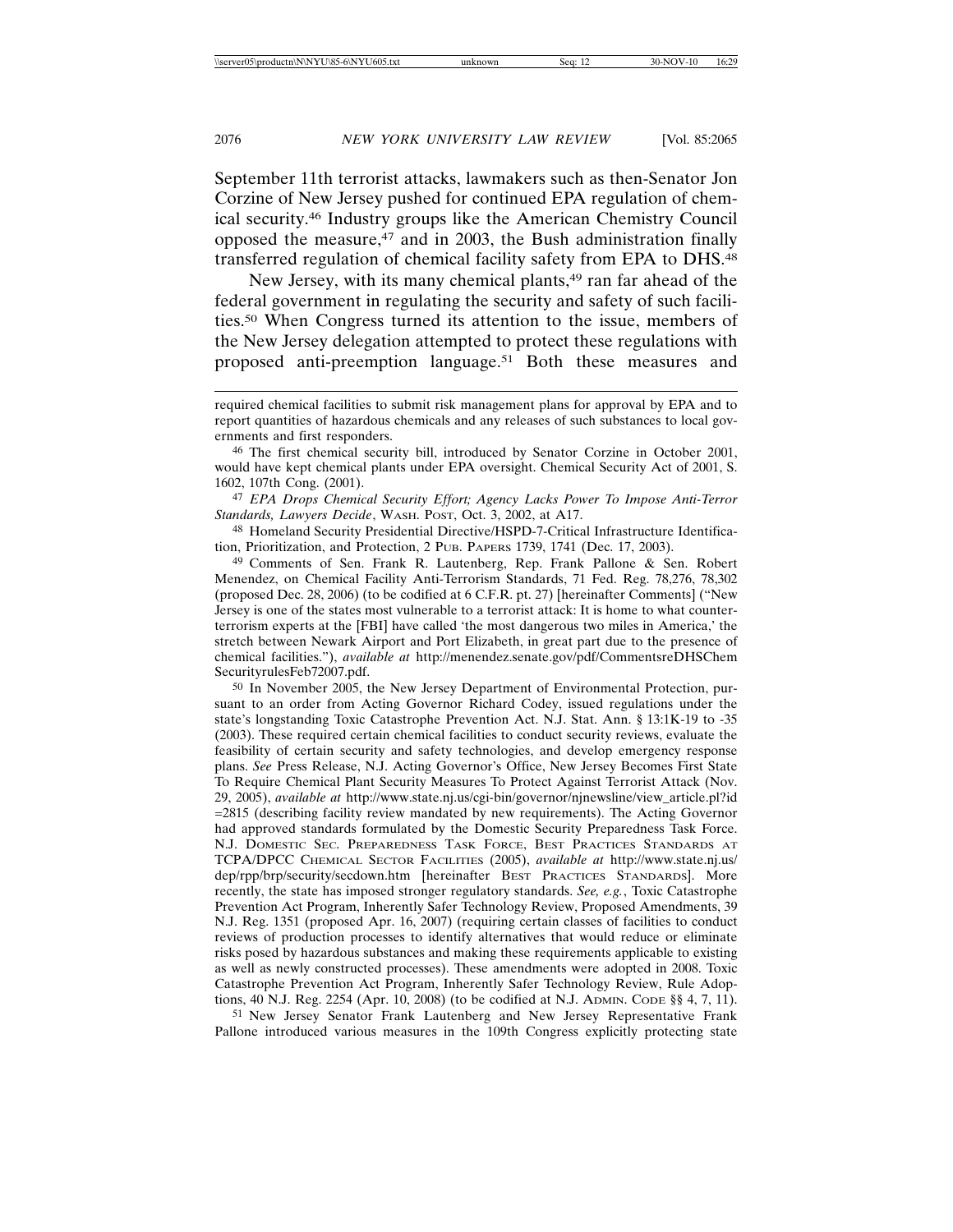September 11th terrorist attacks, lawmakers such as then-Senator Jon Corzine of New Jersey pushed for continued EPA regulation of chemical security.[46] Industry groups like the American Chemistry Council opposed the measure,[47] and in 2003, the Bush administration finally transferred regulation of chemical facility safety from EPA to DHS.[48]

New Jersey, with its many chemical plants,[49] ran far ahead of the federal government in regulating the security and safety of such facilities.[50] When Congress turned its attention to the issue, members of the New Jersey delegation attempted to protect these regulations with proposed anti-preemption language.[51] Both these measures and

---

required chemical facilities to submit risk management plans for approval by EPA and to report quantities of hazardous chemicals and any releases of such substances to local governments and first responders.

[46] The first chemical security bill, introduced by Senator Corzine in October 2001, would have kept chemical plants under EPA oversight. Chemical Security Act of 2001, S. 1602, 107th Cong. (2001).

[47] *EPA Drops Chemical Security Effort; Agency Lacks Power To Impose Anti-Terror Standards, Lawyers Decide*, WASH. POST, Oct. 3, 2002, at A17.

[48] Homeland Security Presidential Directive/HSPD-7-Critical Infrastructure Identification, Prioritization, and Protection, 2 PUB. PAPERS 1739, 1741 (Dec. 17, 2003).

[49] Comments of Sen. Frank R. Lautenberg, Rep. Frank Pallone & Sen. Robert Menendez, on Chemical Facility Anti-Terrorism Standards, 71 Fed. Reg. 78,276, 78,302 (proposed Dec. 28, 2006) (to be codified at 6 C.F.R. pt. 27) [hereinafter Comments] ("New Jersey is one of the states most vulnerable to a terrorist attack: It is home to what counterterrorism experts at the [FBI] have called 'the most dangerous two miles in America,' the stretch between Newark Airport and Port Elizabeth, in great part due to the presence of chemical facilities."), *available at* http://menendez.senate.gov/pdf/CommentsreDHSChemSecurityrulesFeb72007.pdf.

[50] In November 2005, the New Jersey Department of Environmental Protection, pursuant to an order from Acting Governor Richard Codey, issued regulations under the state's longstanding Toxic Catastrophe Prevention Act. N.J. Stat. Ann. § 13:1K-19 to -35 (2003). These required certain chemical facilities to conduct security reviews, evaluate the feasibility of certain security and safety technologies, and develop emergency response plans. *See* Press Release, N.J. Acting Governor's Office, New Jersey Becomes First State To Require Chemical Plant Security Measures To Protect Against Terrorist Attack (Nov. 29, 2005), *available at* http://www.state.nj.us/cgi-bin/governor/njnewsline/view_article.pl?id=2815 (describing facility review mandated by new requirements). The Acting Governor had approved standards formulated by the Domestic Security Preparedness Task Force. N.J. DOMESTIC SEC. PREPAREDNESS TASK FORCE, BEST PRACTICES STANDARDS AT TCPA/DPCC CHEMICAL SECTOR FACILITIES (2005), *available at* http://www.state.nj.us/dep/rpp/brp/security/secdown.htm [hereinafter BEST PRACTICES STANDARDS]. More recently, the state has imposed stronger regulatory standards. *See, e.g.*, Toxic Catastrophe Prevention Act Program, Inherently Safer Technology Review, Proposed Amendments, 39 N.J. Reg. 1351 (proposed Apr. 16, 2007) (requiring certain classes of facilities to conduct reviews of production processes to identify alternatives that would reduce or eliminate risks posed by hazardous substances and making these requirements applicable to existing as well as newly constructed processes). These amendments were adopted in 2008. Toxic Catastrophe Prevention Act Program, Inherently Safer Technology Review, Rule Adoptions, 40 N.J. Reg. 2254 (Apr. 10, 2008) (to be codified at N.J. ADMIN. CODE §§ 4, 7, 11).

[51] New Jersey Senator Frank Lautenberg and New Jersey Representative Frank Pallone introduced various measures in the 109th Congress explicitly protecting state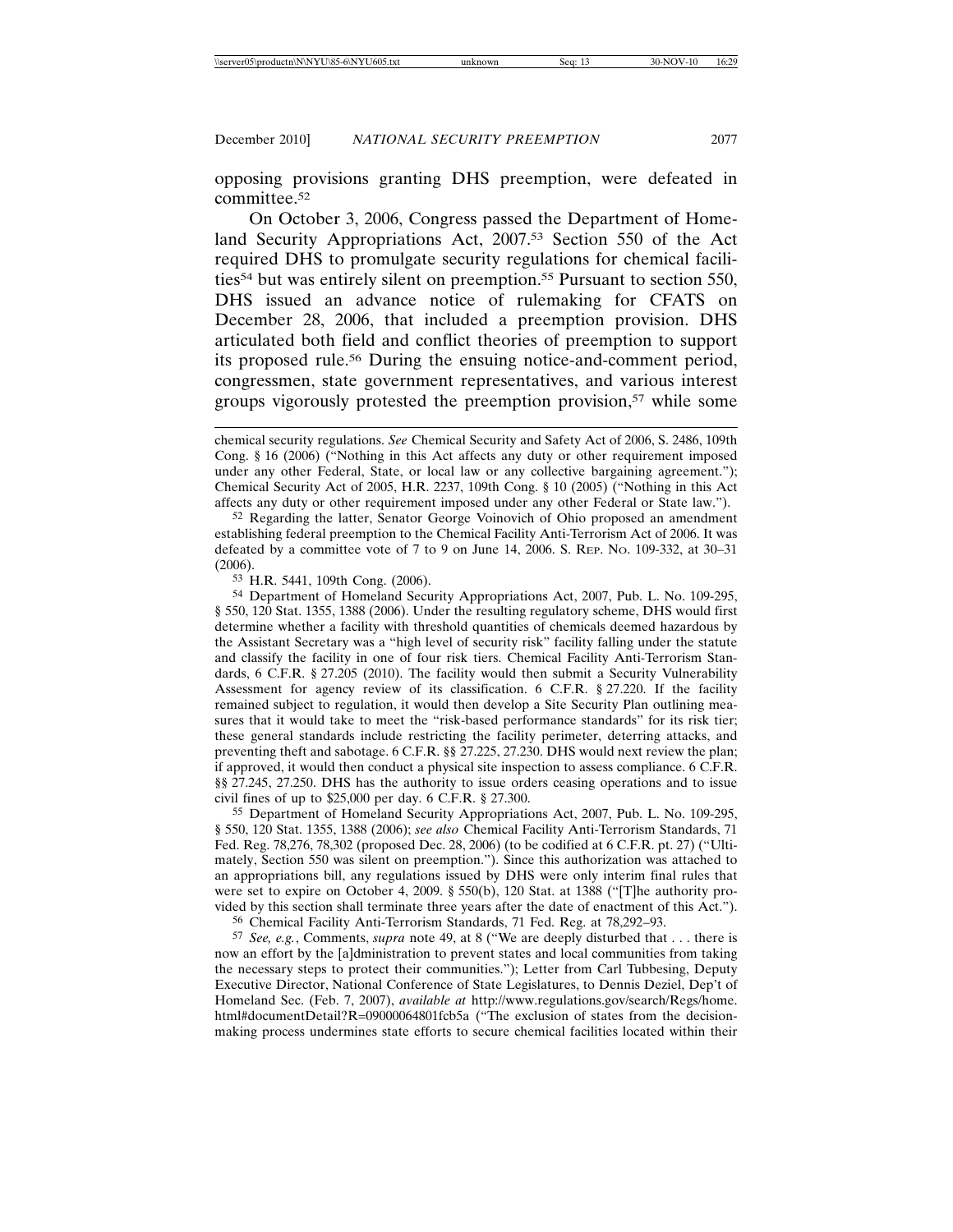opposing provisions granting DHS preemption, were defeated in committee.[52]

On October 3, 2006, Congress passed the Department of Homeland Security Appropriations Act, 2007.[53] Section 550 of the Act required DHS to promulgate security regulations for chemical facilities[54] but was entirely silent on preemption.[55] Pursuant to section 550, DHS issued an advance notice of rulemaking for CFATS on December 28, 2006, that included a preemption provision. DHS articulated both field and conflict theories of preemption to support its proposed rule.[56] During the ensuing notice-and-comment period, congressmen, state government representatives, and various interest groups vigorously protested the preemption provision,[57] while some

---

chemical security regulations. *See* Chemical Security and Safety Act of 2006, S. 2486, 109th Cong. § 16 (2006) ("Nothing in this Act affects any duty or other requirement imposed under any other Federal, State, or local law or any collective bargaining agreement."); Chemical Security Act of 2005, H.R. 2237, 109th Cong. § 10 (2005) ("Nothing in this Act affects any duty or other requirement imposed under any other Federal or State law.").

[52] Regarding the latter, Senator George Voinovich of Ohio proposed an amendment establishing federal preemption to the Chemical Facility Anti-Terrorism Act of 2006. It was defeated by a committee vote of 7 to 9 on June 14, 2006. S. REP. NO. 109-332, at 30–31 (2006).

[53] H.R. 5441, 109th Cong. (2006).

[54] Department of Homeland Security Appropriations Act, 2007, Pub. L. No. 109-295, § 550, 120 Stat. 1355, 1388 (2006). Under the resulting regulatory scheme, DHS would first determine whether a facility with threshold quantities of chemicals deemed hazardous by the Assistant Secretary was a "high level of security risk" facility falling under the statute and classify the facility in one of four risk tiers. Chemical Facility Anti-Terrorism Standards, 6 C.F.R. § 27.205 (2010). The facility would then submit a Security Vulnerability Assessment for agency review of its classification. 6 C.F.R. § 27.220. If the facility remained subject to regulation, it would then develop a Site Security Plan outlining measures that it would take to meet the "risk-based performance standards" for its risk tier; these general standards include restricting the facility perimeter, deterring attacks, and preventing theft and sabotage. 6 C.F.R. §§ 27.225, 27.230. DHS would next review the plan; if approved, it would then conduct a physical site inspection to assess compliance. 6 C.F.R. §§ 27.245, 27.250. DHS has the authority to issue orders ceasing operations and to issue civil fines of up to $25,000 per day. 6 C.F.R. § 27.300.

[55] Department of Homeland Security Appropriations Act, 2007, Pub. L. No. 109-295, § 550, 120 Stat. 1355, 1388 (2006); *see also* Chemical Facility Anti-Terrorism Standards, 71 Fed. Reg. 78,276, 78,302 (proposed Dec. 28, 2006) (to be codified at 6 C.F.R. pt. 27) ("Ultimately, Section 550 was silent on preemption."). Since this authorization was attached to an appropriations bill, any regulations issued by DHS were only interim final rules that were set to expire on October 4, 2009. § 550(b), 120 Stat. at 1388 ("[T]he authority provided by this section shall terminate three years after the date of enactment of this Act.").

[56] Chemical Facility Anti-Terrorism Standards, 71 Fed. Reg. at 78,292–93.

[57] *See, e.g.*, Comments, *supra* note 49, at 8 ("We are deeply disturbed that . . . there is now an effort by the [a]dministration to prevent states and local communities from taking the necessary steps to protect their communities."); Letter from Carl Tubbesing, Deputy Executive Director, National Conference of State Legislatures, to Dennis Deziel, Dep't of Homeland Sec. (Feb. 7, 2007), *available at* http://www.regulations.gov/search/Regs/home.html#documentDetail?R=09000064801fcb5a ("The exclusion of states from the decision-making process undermines state efforts to secure chemical facilities located within their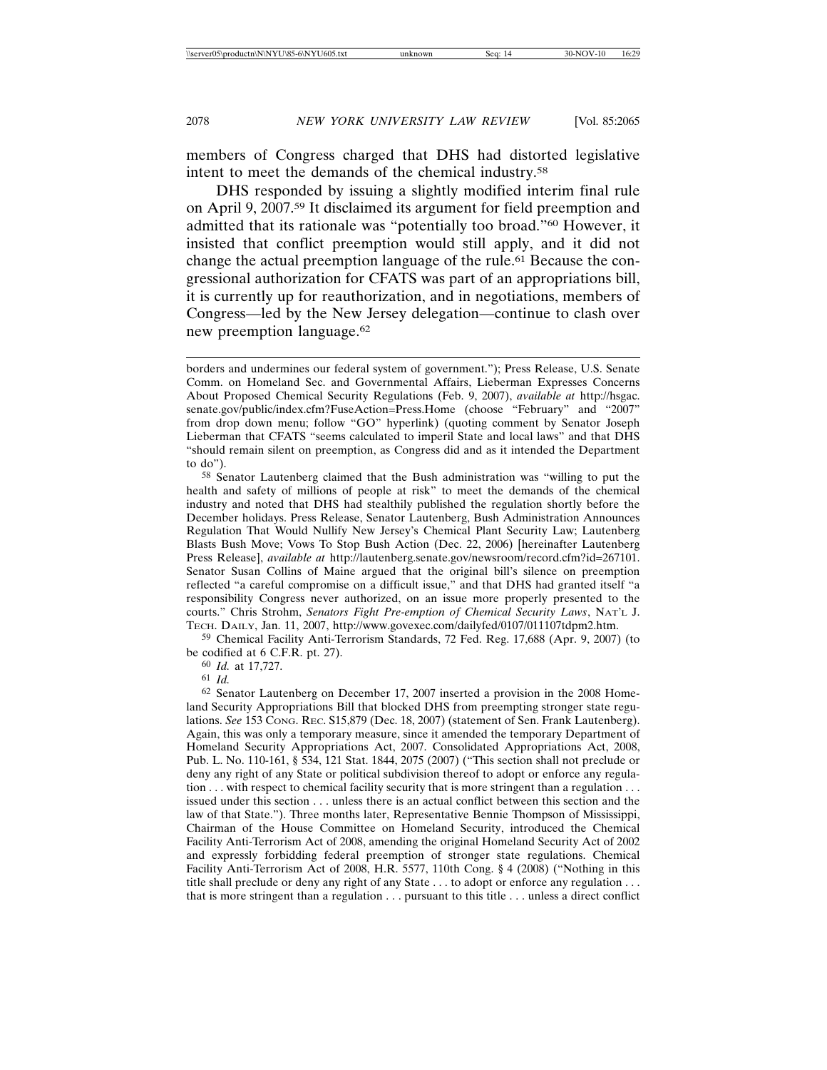members of Congress charged that DHS had distorted legislative intent to meet the demands of the chemical industry.[58]

DHS responded by issuing a slightly modified interim final rule on April 9, 2007.[59] It disclaimed its argument for field preemption and admitted that its rationale was "potentially too broad."[60] However, it insisted that conflict preemption would still apply, and it did not change the actual preemption language of the rule.[61] Because the congressional authorization for CFATS was part of an appropriations bill, it is currently up for reauthorization, and in negotiations, members of Congress—led by the New Jersey delegation—continue to clash over new preemption language.[62]

---

borders and undermines our federal system of government."); Press Release, U.S. Senate Comm. on Homeland Sec. and Governmental Affairs, Lieberman Expresses Concerns About Proposed Chemical Security Regulations (Feb. 9, 2007), *available at* http://hsgac.senate.gov/public/index.cfm?FuseAction=Press.Home (choose "February" and "2007" from drop down menu; follow "GO" hyperlink) (quoting comment by Senator Joseph Lieberman that CFATS "seems calculated to imperil State and local laws" and that DHS "should remain silent on preemption, as Congress did and as it intended the Department to do").

[58] Senator Lautenberg claimed that the Bush administration was "willing to put the health and safety of millions of people at risk" to meet the demands of the chemical industry and noted that DHS had stealthily published the regulation shortly before the December holidays. Press Release, Senator Lautenberg, Bush Administration Announces Regulation That Would Nullify New Jersey's Chemical Plant Security Law; Lautenberg Blasts Bush Move; Vows To Stop Bush Action (Dec. 22, 2006) [hereinafter Lautenberg Press Release], *available at* http://lautenberg.senate.gov/newsroom/record.cfm?id=267101. Senator Susan Collins of Maine argued that the original bill's silence on preemption reflected "a careful compromise on a difficult issue," and that DHS had granted itself "a responsibility Congress never authorized, on an issue more properly presented to the courts." Chris Strohm, *Senators Fight Pre-emption of Chemical Security Laws*, NAT'L J. TECH. DAILY, Jan. 11, 2007, http://www.govexec.com/dailyfed/0107/011107tdpm2.htm.

[59] Chemical Facility Anti-Terrorism Standards, 72 Fed. Reg. 17,688 (Apr. 9, 2007) (to be codified at 6 C.F.R. pt. 27).

[60] *Id.* at 17,727.

[61] *Id.*

[62] Senator Lautenberg on December 17, 2007 inserted a provision in the 2008 Homeland Security Appropriations Bill that blocked DHS from preempting stronger state regulations. *See* 153 CONG. REC. S15,879 (Dec. 18, 2007) (statement of Sen. Frank Lautenberg). Again, this was only a temporary measure, since it amended the temporary Department of Homeland Security Appropriations Act, 2007. Consolidated Appropriations Act, 2008, Pub. L. No. 110-161, § 534, 121 Stat. 1844, 2075 (2007) ("This section shall not preclude or deny any right of any State or political subdivision thereof to adopt or enforce any regulation . . . with respect to chemical facility security that is more stringent than a regulation . . . issued under this section . . . unless there is an actual conflict between this section and the law of that State."). Three months later, Representative Bennie Thompson of Mississippi, Chairman of the House Committee on Homeland Security, introduced the Chemical Facility Anti-Terrorism Act of 2008, amending the original Homeland Security Act of 2002 and expressly forbidding federal preemption of stronger state regulations. Chemical Facility Anti-Terrorism Act of 2008, H.R. 5577, 110th Cong. § 4 (2008) ("Nothing in this title shall preclude or deny any right of any State . . . to adopt or enforce any regulation . . . that is more stringent than a regulation . . . pursuant to this title . . . unless a direct conflict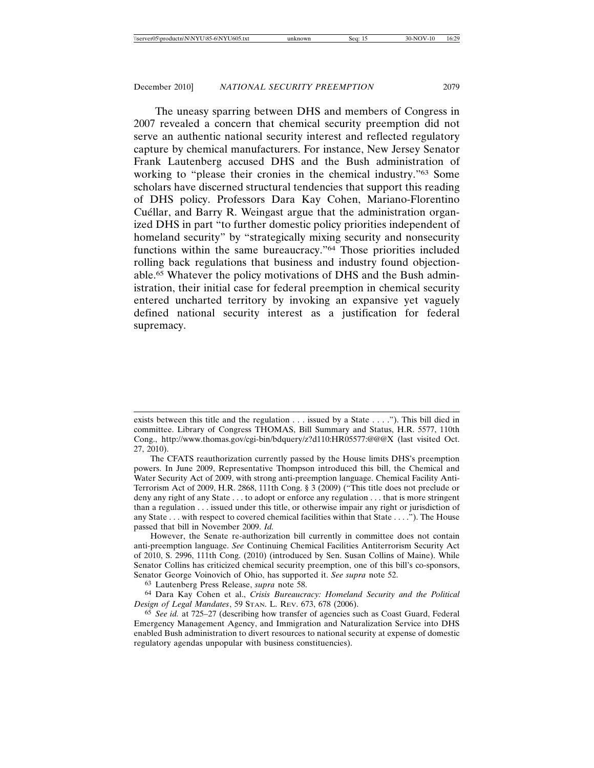The uneasy sparring between DHS and members of Congress in 2007 revealed a concern that chemical security preemption did not serve an authentic national security interest and reflected regulatory capture by chemical manufacturers. For instance, New Jersey Senator Frank Lautenberg accused DHS and the Bush administration of working to "please their cronies in the chemical industry."[63] Some scholars have discerned structural tendencies that support this reading of DHS policy. Professors Dara Kay Cohen, Mariano-Florentino Cuéllar, and Barry R. Weingast argue that the administration organized DHS in part "to further domestic policy priorities independent of homeland security" by "strategically mixing security and nonsecurity functions within the same bureaucracy."[64] Those priorities included rolling back regulations that business and industry found objectionable.[65] Whatever the policy motivations of DHS and the Bush administration, their initial case for federal preemption in chemical security entered uncharted territory by invoking an expansive yet vaguely defined national security interest as a justification for federal supremacy.

---

exists between this title and the regulation . . . issued by a State . . . ."). This bill died in committee. Library of Congress THOMAS, Bill Summary and Status, H.R. 5577, 110th Cong., http://www.thomas.gov/cgi-bin/bdquery/z?d110:HR05577:@@@X (last visited Oct. 27, 2010).

The CFATS reauthorization currently passed by the House limits DHS's preemption powers. In June 2009, Representative Thompson introduced this bill, the Chemical and Water Security Act of 2009, with strong anti-preemption language. Chemical Facility Anti-Terrorism Act of 2009, H.R. 2868, 111th Cong. § 3 (2009) ("This title does not preclude or deny any right of any State . . . to adopt or enforce any regulation . . . that is more stringent than a regulation . . . issued under this title, or otherwise impair any right or jurisdiction of any State . . . with respect to covered chemical facilities within that State . . . ."). The House passed that bill in November 2009. *Id.*

However, the Senate re-authorization bill currently in committee does not contain anti-preemption language. *See* Continuing Chemical Facilities Antiterrorism Security Act of 2010, S. 2996, 111th Cong. (2010) (introduced by Sen. Susan Collins of Maine). While Senator Collins has criticized chemical security preemption, one of this bill's co-sponsors, Senator George Voinovich of Ohio, has supported it. *See supra* note 52.

[63] Lautenberg Press Release, *supra* note 58.

[64] Dara Kay Cohen et al., *Crisis Bureaucracy: Homeland Security and the Political Design of Legal Mandates*, 59 STAN. L. REV. 673, 678 (2006).

[65] *See id.* at 725–27 (describing how transfer of agencies such as Coast Guard, Federal Emergency Management Agency, and Immigration and Naturalization Service into DHS enabled Bush administration to divert resources to national security at expense of domestic regulatory agendas unpopular with business constituencies).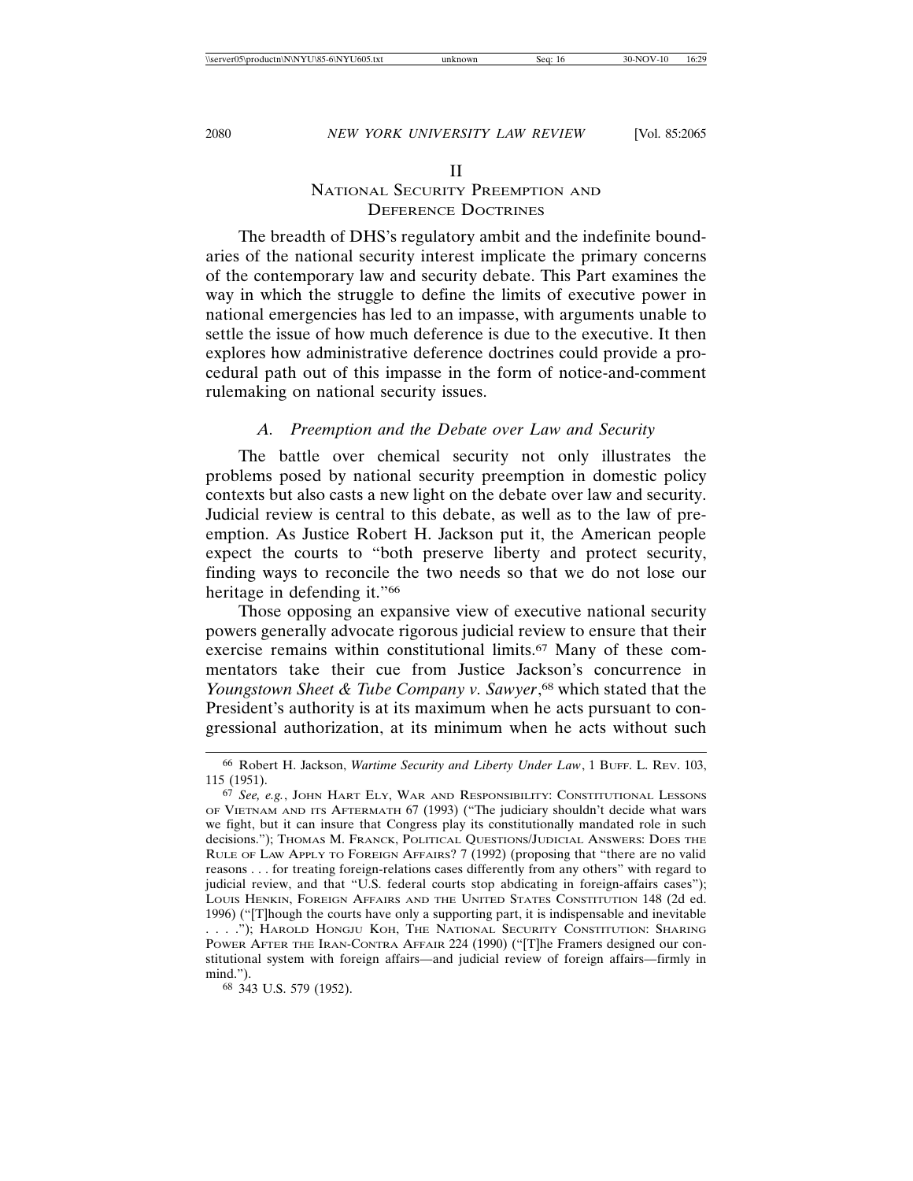## II
## National Security Preemption and Deference Doctrines

The breadth of DHS's regulatory ambit and the indefinite boundaries of the national security interest implicate the primary concerns of the contemporary law and security debate. This Part examines the way in which the struggle to define the limits of executive power in national emergencies has led to an impasse, with arguments unable to settle the issue of how much deference is due to the executive. It then explores how administrative deference doctrines could provide a procedural path out of this impasse in the form of notice-and-comment rulemaking on national security issues.

### *A. Preemption and the Debate over Law and Security*

The battle over chemical security not only illustrates the problems posed by national security preemption in domestic policy contexts but also casts a new light on the debate over law and security. Judicial review is central to this debate, as well as to the law of preemption. As Justice Robert H. Jackson put it, the American people expect the courts to "both preserve liberty and protect security, finding ways to reconcile the two needs so that we do not lose our heritage in defending it."[66]

Those opposing an expansive view of executive national security powers generally advocate rigorous judicial review to ensure that their exercise remains within constitutional limits.[67] Many of these commentators take their cue from Justice Jackson's concurrence in *Youngstown Sheet & Tube Company v. Sawyer*,[68] which stated that the President's authority is at its maximum when he acts pursuant to congressional authorization, at its minimum when he acts without such

---

[66] Robert H. Jackson, *Wartime Security and Liberty Under Law*, 1 Buff. L. Rev. 103, 115 (1951).

[67] *See, e.g.*, John Hart Ely, War and Responsibility: Constitutional Lessons of Vietnam and its Aftermath 67 (1993) ("The judiciary shouldn't decide what wars we fight, but it can insure that Congress play its constitutionally mandated role in such decisions."); Thomas M. Franck, Political Questions/Judicial Answers: Does the Rule of Law Apply to Foreign Affairs? 7 (1992) (proposing that "there are no valid reasons . . . for treating foreign-relations cases differently from any others" with regard to judicial review, and that "U.S. federal courts stop abdicating in foreign-affairs cases"); Louis Henkin, Foreign Affairs and the United States Constitution 148 (2d ed. 1996) ("[T]hough the courts have only a supporting part, it is indispensable and inevitable . . . ."); Harold Hongju Koh, The National Security Constitution: Sharing Power After the Iran-Contra Affair 224 (1990) ("[T]he Framers designed our constitutional system with foreign affairs—and judicial review of foreign affairs—firmly in mind.").

[68] 343 U.S. 579 (1952).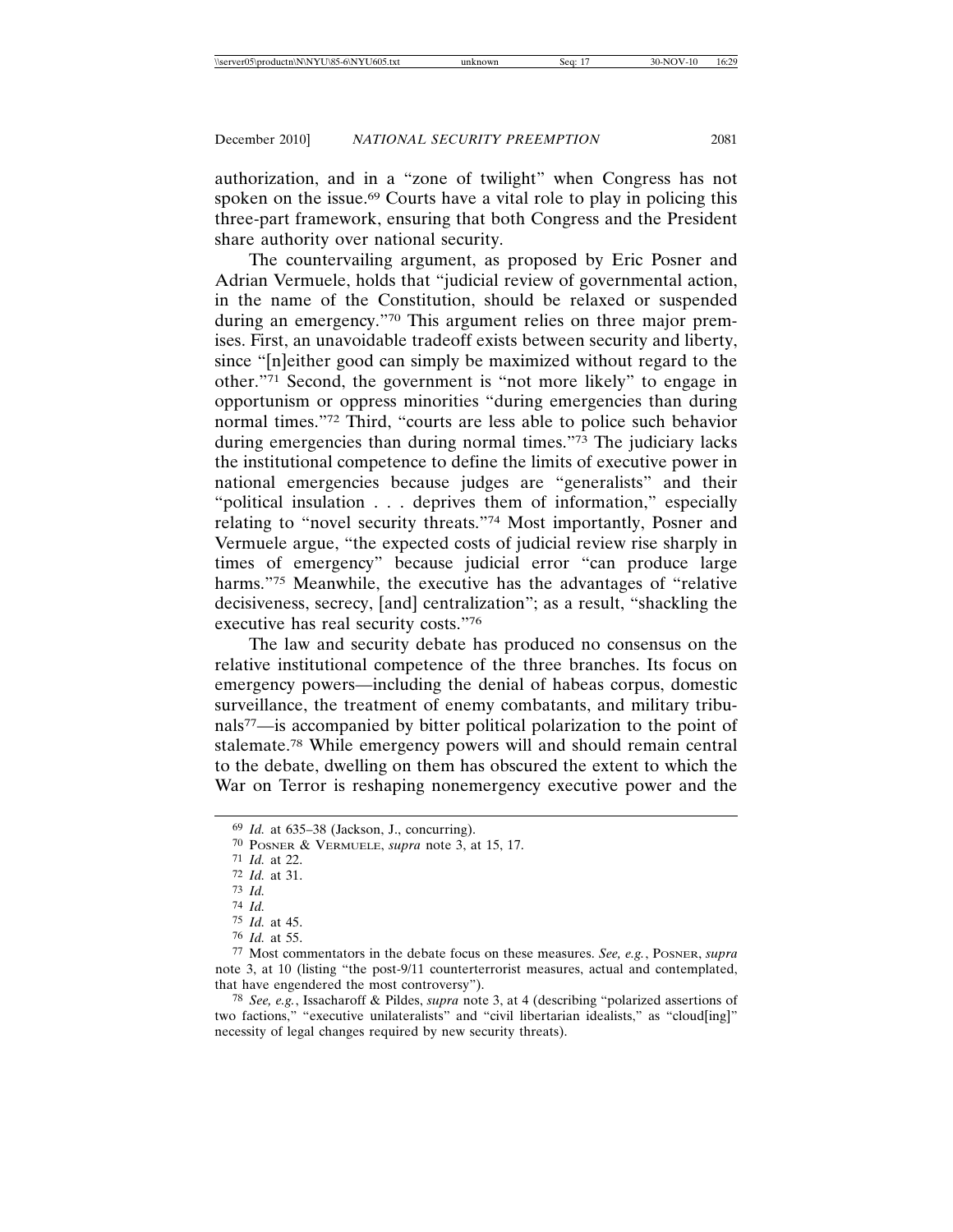authorization, and in a "zone of twilight" when Congress has not spoken on the issue.[69] Courts have a vital role to play in policing this three-part framework, ensuring that both Congress and the President share authority over national security.

The countervailing argument, as proposed by Eric Posner and Adrian Vermuele, holds that "judicial review of governmental action, in the name of the Constitution, should be relaxed or suspended during an emergency."[70] This argument relies on three major premises. First, an unavoidable tradeoff exists between security and liberty, since "[n]either good can simply be maximized without regard to the other."[71] Second, the government is "not more likely" to engage in opportunism or oppress minorities "during emergencies than during normal times."[72] Third, "courts are less able to police such behavior during emergencies than during normal times."[73] The judiciary lacks the institutional competence to define the limits of executive power in national emergencies because judges are "generalists" and their "political insulation . . . deprives them of information," especially relating to "novel security threats."[74] Most importantly, Posner and Vermuele argue, "the expected costs of judicial review rise sharply in times of emergency" because judicial error "can produce large harms."[75] Meanwhile, the executive has the advantages of "relative decisiveness, secrecy, [and] centralization"; as a result, "shackling the executive has real security costs."[76]

The law and security debate has produced no consensus on the relative institutional competence of the three branches. Its focus on emergency powers—including the denial of habeas corpus, domestic surveillance, the treatment of enemy combatants, and military tribunals[77]—is accompanied by bitter political polarization to the point of stalemate.[78] While emergency powers will and should remain central to the debate, dwelling on them has obscured the extent to which the War on Terror is reshaping nonemergency executive power and the

---

[69] *Id.* at 635–38 (Jackson, J., concurring).

[70] POSNER & VERMUELE, *supra* note 3, at 15, 17.

[71] *Id.* at 22.

[72] *Id.* at 31.

[73] *Id.*

[74] *Id.*

[75] *Id.* at 45.

[76] *Id.* at 55.

[77] Most commentators in the debate focus on these measures. *See, e.g.*, POSNER, *supra* note 3, at 10 (listing "the post-9/11 counterterrorist measures, actual and contemplated, that have engendered the most controversy").

[78] *See, e.g.*, Issacharoff & Pildes, *supra* note 3, at 4 (describing "polarized assertions of two factions," "executive unilateralists" and "civil libertarian idealists," as "cloud[ing]" necessity of legal changes required by new security threats).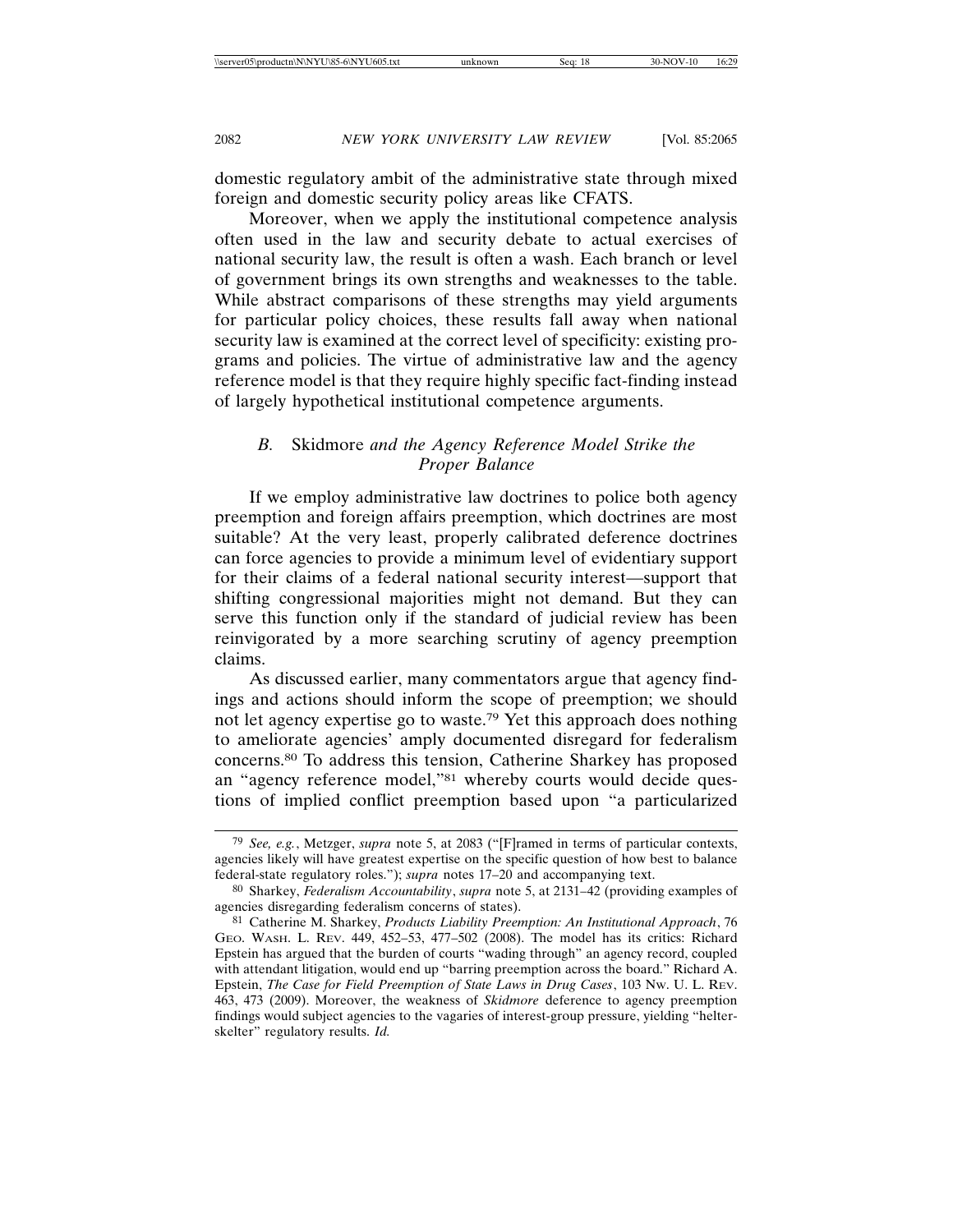domestic regulatory ambit of the administrative state through mixed foreign and domestic security policy areas like CFATS.

Moreover, when we apply the institutional competence analysis often used in the law and security debate to actual exercises of national security law, the result is often a wash. Each branch or level of government brings its own strengths and weaknesses to the table. While abstract comparisons of these strengths may yield arguments for particular policy choices, these results fall away when national security law is examined at the correct level of specificity: existing programs and policies. The virtue of administrative law and the agency reference model is that they require highly specific fact-finding instead of largely hypothetical institutional competence arguments.

### *B.* Skidmore *and the Agency Reference Model Strike the Proper Balance*

If we employ administrative law doctrines to police both agency preemption and foreign affairs preemption, which doctrines are most suitable? At the very least, properly calibrated deference doctrines can force agencies to provide a minimum level of evidentiary support for their claims of a federal national security interest—support that shifting congressional majorities might not demand. But they can serve this function only if the standard of judicial review has been reinvigorated by a more searching scrutiny of agency preemption claims.

As discussed earlier, many commentators argue that agency findings and actions should inform the scope of preemption; we should not let agency expertise go to waste.[79] Yet this approach does nothing to ameliorate agencies' amply documented disregard for federalism concerns.[80] To address this tension, Catherine Sharkey has proposed an "agency reference model,"[81] whereby courts would decide questions of implied conflict preemption based upon "a particularized

---

[79] *See, e.g.*, Metzger, *supra* note 5, at 2083 ("[F]ramed in terms of particular contexts, agencies likely will have greatest expertise on the specific question of how best to balance federal-state regulatory roles."); *supra* notes 17–20 and accompanying text.

[80] Sharkey, *Federalism Accountability*, *supra* note 5, at 2131–42 (providing examples of agencies disregarding federalism concerns of states).

[81] Catherine M. Sharkey, *Products Liability Preemption: An Institutional Approach*, 76 GEO. WASH. L. REV. 449, 452–53, 477–502 (2008). The model has its critics: Richard Epstein has argued that the burden of courts "wading through" an agency record, coupled with attendant litigation, would end up "barring preemption across the board." Richard A. Epstein, *The Case for Field Preemption of State Laws in Drug Cases*, 103 NW. U. L. REV. 463, 473 (2009). Moreover, the weakness of *Skidmore* deference to agency preemption findings would subject agencies to the vagaries of interest-group pressure, yielding "helter-skelter" regulatory results. *Id.*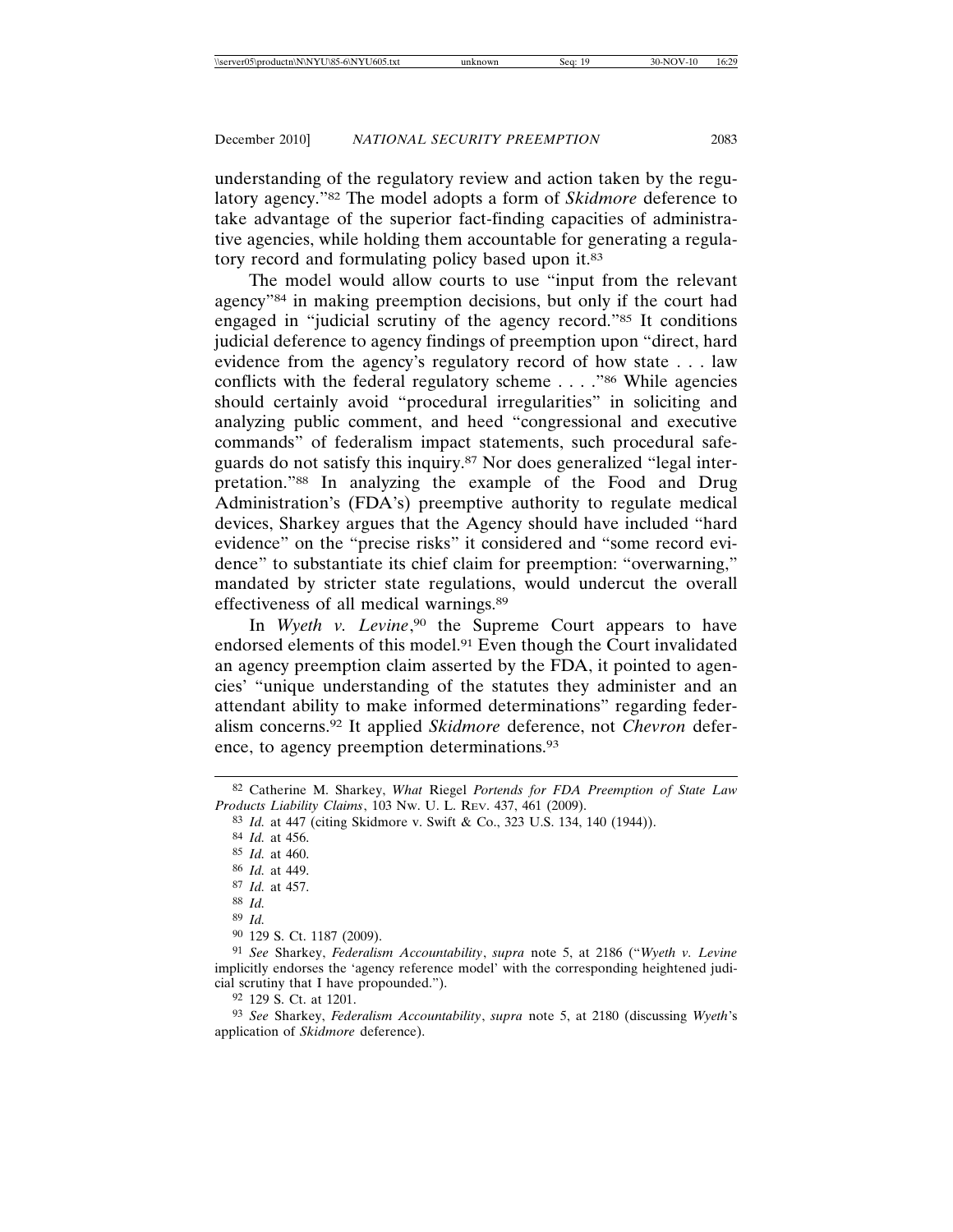understanding of the regulatory review and action taken by the regulatory agency."[82] The model adopts a form of *Skidmore* deference to take advantage of the superior fact-finding capacities of administrative agencies, while holding them accountable for generating a regulatory record and formulating policy based upon it.[83]

The model would allow courts to use "input from the relevant agency"[84] in making preemption decisions, but only if the court had engaged in "judicial scrutiny of the agency record."[85] It conditions judicial deference to agency findings of preemption upon "direct, hard evidence from the agency's regulatory record of how state . . . law conflicts with the federal regulatory scheme . . . ."[86] While agencies should certainly avoid "procedural irregularities" in soliciting and analyzing public comment, and heed "congressional and executive commands" of federalism impact statements, such procedural safeguards do not satisfy this inquiry.[87] Nor does generalized "legal interpretation."[88] In analyzing the example of the Food and Drug Administration's (FDA's) preemptive authority to regulate medical devices, Sharkey argues that the Agency should have included "hard evidence" on the "precise risks" it considered and "some record evidence" to substantiate its chief claim for preemption: "overwarning," mandated by stricter state regulations, would undercut the overall effectiveness of all medical warnings.[89]

In *Wyeth v. Levine*,[90] the Supreme Court appears to have endorsed elements of this model.[91] Even though the Court invalidated an agency preemption claim asserted by the FDA, it pointed to agencies' "unique understanding of the statutes they administer and an attendant ability to make informed determinations" regarding federalism concerns.[92] It applied *Skidmore* deference, not *Chevron* deference, to agency preemption determinations.[93]

---

[82] Catherine M. Sharkey, *What* Riegel *Portends for FDA Preemption of State Law Products Liability Claims*, 103 Nw. U. L. Rev. 437, 461 (2009).

[83] *Id.* at 447 (citing Skidmore v. Swift & Co., 323 U.S. 134, 140 (1944)).

[84] *Id.* at 456.

[85] *Id.* at 460.

[86] *Id.* at 449.

[87] *Id.* at 457.

[88] *Id.*

[89] *Id.*

[90] 129 S. Ct. 1187 (2009).

[91] *See* Sharkey, *Federalism Accountability*, *supra* note 5, at 2186 ("*Wyeth v. Levine* implicitly endorses the 'agency reference model' with the corresponding heightened judicial scrutiny that I have propounded.").

[92] 129 S. Ct. at 1201.

[93] *See* Sharkey, *Federalism Accountability*, *supra* note 5, at 2180 (discussing *Wyeth*'s application of *Skidmore* deference).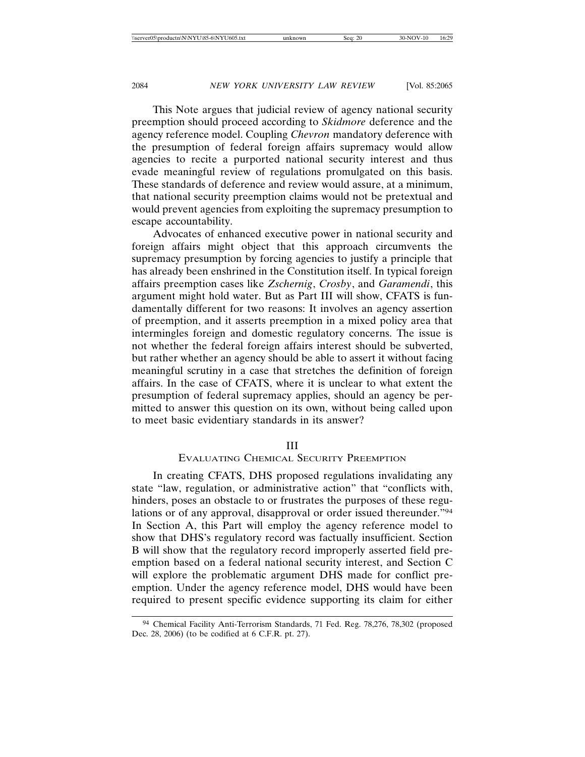This Note argues that judicial review of agency national security preemption should proceed according to *Skidmore* deference and the agency reference model. Coupling *Chevron* mandatory deference with the presumption of federal foreign affairs supremacy would allow agencies to recite a purported national security interest and thus evade meaningful review of regulations promulgated on this basis. These standards of deference and review would assure, at a minimum, that national security preemption claims would not be pretextual and would prevent agencies from exploiting the supremacy presumption to escape accountability.

Advocates of enhanced executive power in national security and foreign affairs might object that this approach circumvents the supremacy presumption by forcing agencies to justify a principle that has already been enshrined in the Constitution itself. In typical foreign affairs preemption cases like *Zschernig*, *Crosby*, and *Garamendi*, this argument might hold water. But as Part III will show, CFATS is fundamentally different for two reasons: It involves an agency assertion of preemption, and it asserts preemption in a mixed policy area that intermingles foreign and domestic regulatory concerns. The issue is not whether the federal foreign affairs interest should be subverted, but rather whether an agency should be able to assert it without facing meaningful scrutiny in a case that stretches the definition of foreign affairs. In the case of CFATS, where it is unclear to what extent the presumption of federal supremacy applies, should an agency be permitted to answer this question on its own, without being called upon to meet basic evidentiary standards in its answer?

# III
## Evaluating Chemical Security Preemption

In creating CFATS, DHS proposed regulations invalidating any state "law, regulation, or administrative action" that "conflicts with, hinders, poses an obstacle to or frustrates the purposes of these regulations or of any approval, disapproval or order issued thereunder."[94] In Section A, this Part will employ the agency reference model to show that DHS's regulatory record was factually insufficient. Section B will show that the regulatory record improperly asserted field preemption based on a federal national security interest, and Section C will explore the problematic argument DHS made for conflict preemption. Under the agency reference model, DHS would have been required to present specific evidence supporting its claim for either

[94] Chemical Facility Anti-Terrorism Standards, 71 Fed. Reg. 78,276, 78,302 (proposed Dec. 28, 2006) (to be codified at 6 C.F.R. pt. 27).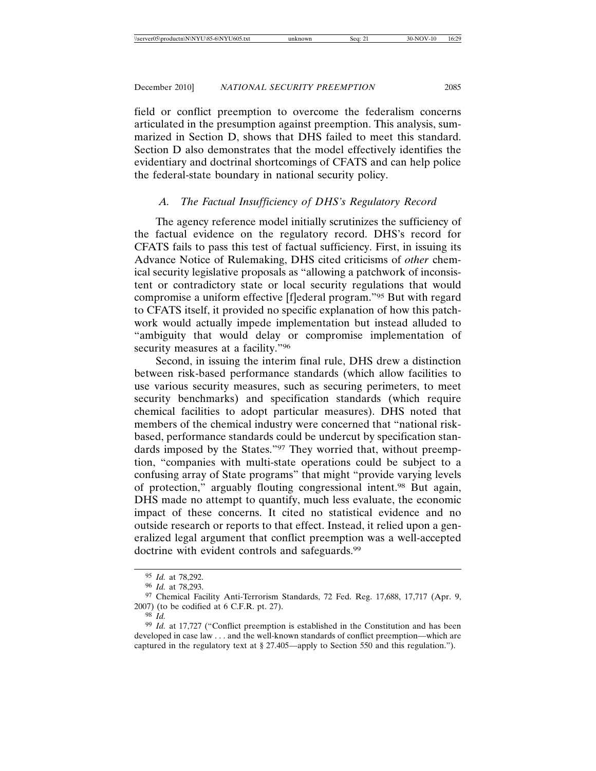field or conflict preemption to overcome the federalism concerns articulated in the presumption against preemption. This analysis, summarized in Section D, shows that DHS failed to meet this standard. Section D also demonstrates that the model effectively identifies the evidentiary and doctrinal shortcomings of CFATS and can help police the federal-state boundary in national security policy.

### *A. The Factual Insufficiency of DHS's Regulatory Record*

The agency reference model initially scrutinizes the sufficiency of the factual evidence on the regulatory record. DHS's record for CFATS fails to pass this test of factual sufficiency. First, in issuing its Advance Notice of Rulemaking, DHS cited criticisms of *other* chemical security legislative proposals as "allowing a patchwork of inconsistent or contradictory state or local security regulations that would compromise a uniform effective [f]ederal program."[95] But with regard to CFATS itself, it provided no specific explanation of how this patchwork would actually impede implementation but instead alluded to "ambiguity that would delay or compromise implementation of security measures at a facility."[96]

Second, in issuing the interim final rule, DHS drew a distinction between risk-based performance standards (which allow facilities to use various security measures, such as securing perimeters, to meet security benchmarks) and specification standards (which require chemical facilities to adopt particular measures). DHS noted that members of the chemical industry were concerned that "national risk-based, performance standards could be undercut by specification standards imposed by the States."[97] They worried that, without preemption, "companies with multi-state operations could be subject to a confusing array of State programs" that might "provide varying levels of protection," arguably flouting congressional intent.[98] But again, DHS made no attempt to quantify, much less evaluate, the economic impact of these concerns. It cited no statistical evidence and no outside research or reports to that effect. Instead, it relied upon a generalized legal argument that conflict preemption was a well-accepted doctrine with evident controls and safeguards.[99]

---

[95] *Id.* at 78,292.

[96] *Id.* at 78,293.

[97] Chemical Facility Anti-Terrorism Standards, 72 Fed. Reg. 17,688, 17,717 (Apr. 9, 2007) (to be codified at 6 C.F.R. pt. 27).

[98] *Id.*

[99] *Id.* at 17,727 ("Conflict preemption is established in the Constitution and has been developed in case law . . . and the well-known standards of conflict preemption—which are captured in the regulatory text at § 27.405—apply to Section 550 and this regulation.").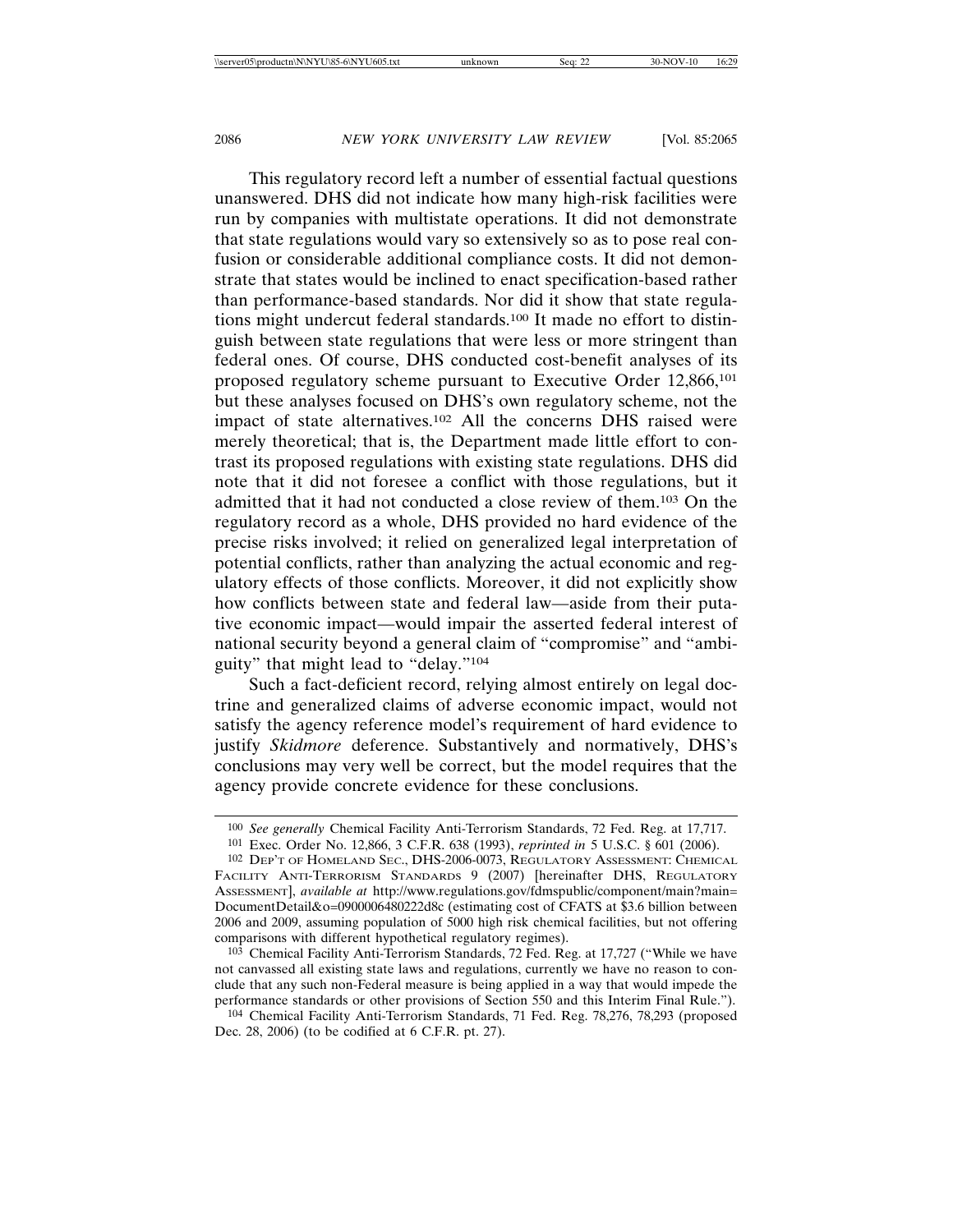This regulatory record left a number of essential factual questions unanswered. DHS did not indicate how many high-risk facilities were run by companies with multistate operations. It did not demonstrate that state regulations would vary so extensively so as to pose real confusion or considerable additional compliance costs. It did not demonstrate that states would be inclined to enact specification-based rather than performance-based standards. Nor did it show that state regulations might undercut federal standards.[100] It made no effort to distinguish between state regulations that were less or more stringent than federal ones. Of course, DHS conducted cost-benefit analyses of its proposed regulatory scheme pursuant to Executive Order 12,866,[101] but these analyses focused on DHS's own regulatory scheme, not the impact of state alternatives.[102] All the concerns DHS raised were merely theoretical; that is, the Department made little effort to contrast its proposed regulations with existing state regulations. DHS did note that it did not foresee a conflict with those regulations, but it admitted that it had not conducted a close review of them.[103] On the regulatory record as a whole, DHS provided no hard evidence of the precise risks involved; it relied on generalized legal interpretation of potential conflicts, rather than analyzing the actual economic and regulatory effects of those conflicts. Moreover, it did not explicitly show how conflicts between state and federal law—aside from their putative economic impact—would impair the asserted federal interest of national security beyond a general claim of "compromise" and "ambiguity" that might lead to "delay."[104]

Such a fact-deficient record, relying almost entirely on legal doctrine and generalized claims of adverse economic impact, would not satisfy the agency reference model's requirement of hard evidence to justify *Skidmore* deference. Substantively and normatively, DHS's conclusions may very well be correct, but the model requires that the agency provide concrete evidence for these conclusions.

---

[100] *See generally* Chemical Facility Anti-Terrorism Standards, 72 Fed. Reg. at 17,717.

[101] Exec. Order No. 12,866, 3 C.F.R. 638 (1993), *reprinted in* 5 U.S.C. § 601 (2006).

[102] DEP'T OF HOMELAND SEC., DHS-2006-0073, REGULATORY ASSESSMENT: CHEMICAL FACILITY ANTI-TERRORISM STANDARDS 9 (2007) [hereinafter DHS, REGULATORY ASSESSMENT], *available at* http://www.regulations.gov/fdmspublic/component/main?main=DocumentDetail&o=0900006480222d8c (estimating cost of CFATS at $3.6 billion between 2006 and 2009, assuming population of 5000 high risk chemical facilities, but not offering comparisons with different hypothetical regulatory regimes).

[103] Chemical Facility Anti-Terrorism Standards, 72 Fed. Reg. at 17,727 ("While we have not canvassed all existing state laws and regulations, currently we have no reason to conclude that any such non-Federal measure is being applied in a way that would impede the performance standards or other provisions of Section 550 and this Interim Final Rule.").

[104] Chemical Facility Anti-Terrorism Standards, 71 Fed. Reg. 78,276, 78,293 (proposed Dec. 28, 2006) (to be codified at 6 C.F.R. pt. 27).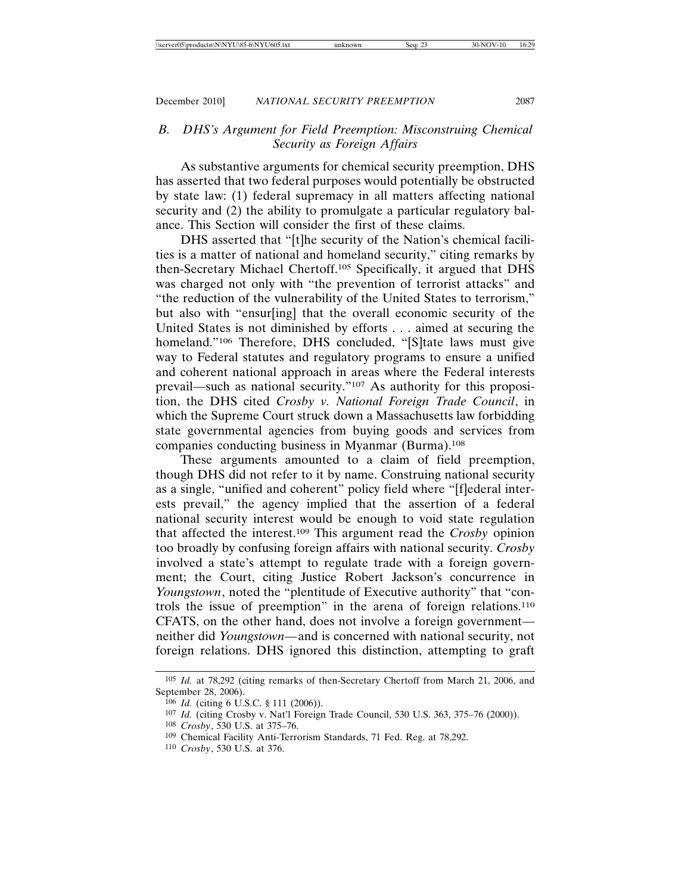### B. DHS's Argument for Field Preemption: Misconstruing Chemical Security as Foreign Affairs

As substantive arguments for chemical security preemption, DHS has asserted that two federal purposes would potentially be obstructed by state law: (1) federal supremacy in all matters affecting national security and (2) the ability to promulgate a particular regulatory balance. This Section will consider the first of these claims.

DHS asserted that "[t]he security of the Nation's chemical facilities is a matter of national and homeland security," citing remarks by then-Secretary Michael Chertoff.[105] Specifically, it argued that DHS was charged not only with "the prevention of terrorist attacks" and "the reduction of the vulnerability of the United States to terrorism," but also with "ensur[ing] that the overall economic security of the United States is not diminished by efforts . . . aimed at securing the homeland."[106] Therefore, DHS concluded, "[S]tate laws must give way to Federal statutes and regulatory programs to ensure a unified and coherent national approach in areas where the Federal interests prevail—such as national security."[107] As authority for this proposition, the DHS cited *Crosby v. National Foreign Trade Council*, in which the Supreme Court struck down a Massachusetts law forbidding state governmental agencies from buying goods and services from companies conducting business in Myanmar (Burma).[108]

These arguments amounted to a claim of field preemption, though DHS did not refer to it by name. Construing national security as a single, "unified and coherent" policy field where "[f]ederal interests prevail," the agency implied that the assertion of a federal national security interest would be enough to void state regulation that affected the interest.[109] This argument read the *Crosby* opinion too broadly by confusing foreign affairs with national security. *Crosby* involved a state's attempt to regulate trade with a foreign government; the Court, citing Justice Robert Jackson's concurrence in *Youngstown*, noted the "plentitude of Executive authority" that "controls the issue of preemption" in the arena of foreign relations.[110] CFATS, on the other hand, does not involve a foreign government—neither did *Youngstown*—and is concerned with national security, not foreign relations. DHS ignored this distinction, attempting to graft

---

[105] *Id.* at 78,292 (citing remarks of then-Secretary Chertoff from March 21, 2006, and September 28, 2006).

[106] *Id.* (citing 6 U.S.C. § 111 (2006)).

[107] *Id.* (citing Crosby v. Nat'l Foreign Trade Council, 530 U.S. 363, 375–76 (2000)).

[108] *Crosby*, 530 U.S. at 375–76.

[109] Chemical Facility Anti-Terrorism Standards, 71 Fed. Reg. at 78,292.

[110] *Crosby*, 530 U.S. at 376.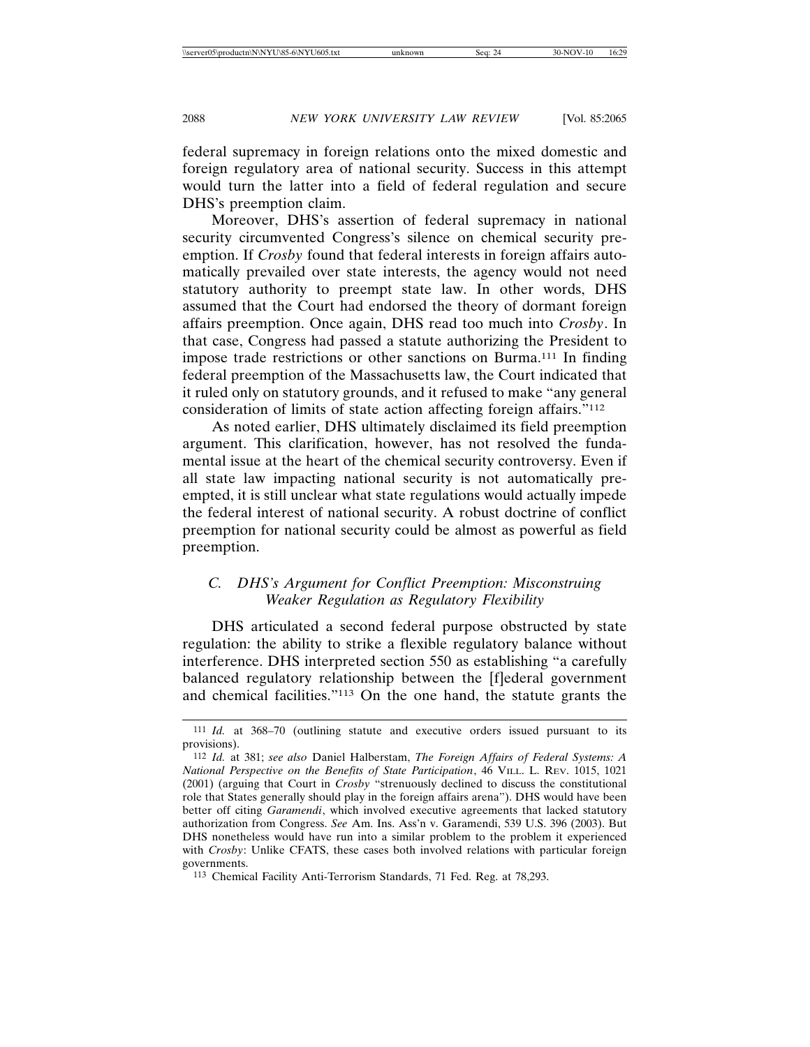federal supremacy in foreign relations onto the mixed domestic and foreign regulatory area of national security. Success in this attempt would turn the latter into a field of federal regulation and secure DHS's preemption claim.

Moreover, DHS's assertion of federal supremacy in national security circumvented Congress's silence on chemical security preemption. If *Crosby* found that federal interests in foreign affairs automatically prevailed over state interests, the agency would not need statutory authority to preempt state law. In other words, DHS assumed that the Court had endorsed the theory of dormant foreign affairs preemption. Once again, DHS read too much into *Crosby*. In that case, Congress had passed a statute authorizing the President to impose trade restrictions or other sanctions on Burma.[111] In finding federal preemption of the Massachusetts law, the Court indicated that it ruled only on statutory grounds, and it refused to make "any general consideration of limits of state action affecting foreign affairs."[112]

As noted earlier, DHS ultimately disclaimed its field preemption argument. This clarification, however, has not resolved the fundamental issue at the heart of the chemical security controversy. Even if all state law impacting national security is not automatically preempted, it is still unclear what state regulations would actually impede the federal interest of national security. A robust doctrine of conflict preemption for national security could be almost as powerful as field preemption.

### *C. DHS's Argument for Conflict Preemption: Misconstruing Weaker Regulation as Regulatory Flexibility*

DHS articulated a second federal purpose obstructed by state regulation: the ability to strike a flexible regulatory balance without interference. DHS interpreted section 550 as establishing "a carefully balanced regulatory relationship between the [f]ederal government and chemical facilities."[113] On the one hand, the statute grants the

---

[111] *Id.* at 368–70 (outlining statute and executive orders issued pursuant to its provisions).

[112] *Id.* at 381; *see also* Daniel Halberstam, *The Foreign Affairs of Federal Systems: A National Perspective on the Benefits of State Participation*, 46 VILL. L. REV. 1015, 1021 (2001) (arguing that Court in *Crosby* "strenuously declined to discuss the constitutional role that States generally should play in the foreign affairs arena"). DHS would have been better off citing *Garamendi*, which involved executive agreements that lacked statutory authorization from Congress. *See* Am. Ins. Ass'n v. Garamendi, 539 U.S. 396 (2003). But DHS nonetheless would have run into a similar problem to the problem it experienced with *Crosby*: Unlike CFATS, these cases both involved relations with particular foreign governments.

[113] Chemical Facility Anti-Terrorism Standards, 71 Fed. Reg. at 78,293.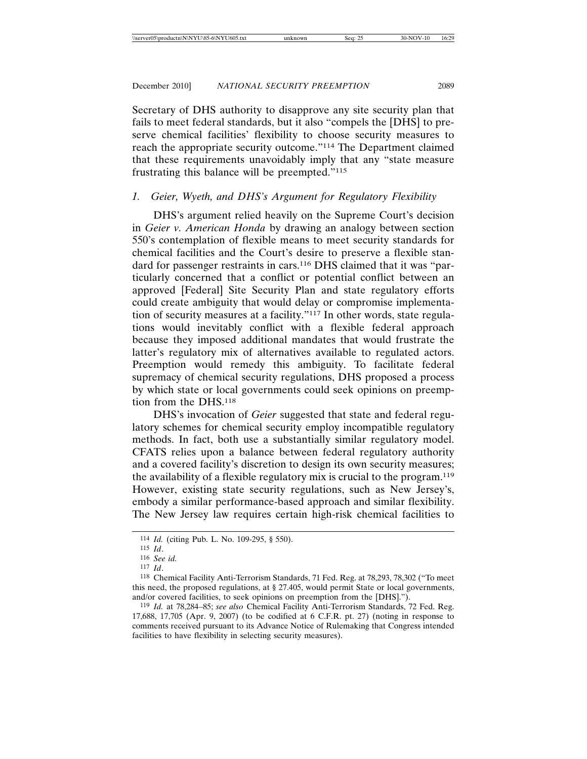Secretary of DHS authority to disapprove any site security plan that fails to meet federal standards, but it also "compels the [DHS] to preserve chemical facilities' flexibility to choose security measures to reach the appropriate security outcome."[114] The Department claimed that these requirements unavoidably imply that any "state measure frustrating this balance will be preempted."[115]

### *1. Geier, Wyeth, and DHS's Argument for Regulatory Flexibility*

DHS's argument relied heavily on the Supreme Court's decision in *Geier v. American Honda* by drawing an analogy between section 550's contemplation of flexible means to meet security standards for chemical facilities and the Court's desire to preserve a flexible standard for passenger restraints in cars.[116] DHS claimed that it was "particularly concerned that a conflict or potential conflict between an approved [Federal] Site Security Plan and state regulatory efforts could create ambiguity that would delay or compromise implementation of security measures at a facility."[117] In other words, state regulations would inevitably conflict with a flexible federal approach because they imposed additional mandates that would frustrate the latter's regulatory mix of alternatives available to regulated actors. Preemption would remedy this ambiguity. To facilitate federal supremacy of chemical security regulations, DHS proposed a process by which state or local governments could seek opinions on preemption from the DHS.[118]

DHS's invocation of *Geier* suggested that state and federal regulatory schemes for chemical security employ incompatible regulatory methods. In fact, both use a substantially similar regulatory model. CFATS relies upon a balance between federal regulatory authority and a covered facility's discretion to design its own security measures; the availability of a flexible regulatory mix is crucial to the program.[119] However, existing state security regulations, such as New Jersey's, embody a similar performance-based approach and similar flexibility. The New Jersey law requires certain high-risk chemical facilities to

---

[114] *Id.* (citing Pub. L. No. 109-295, § 550).

[115] *Id*.

[116] *See id.*

[117] *Id*.

[118] Chemical Facility Anti-Terrorism Standards, 71 Fed. Reg. at 78,293, 78,302 ("To meet this need, the proposed regulations, at § 27.405, would permit State or local governments, and/or covered facilities, to seek opinions on preemption from the [DHS].").

[119] *Id.* at 78,284–85; *see also* Chemical Facility Anti-Terrorism Standards, 72 Fed. Reg. 17,688, 17,705 (Apr. 9, 2007) (to be codified at 6 C.F.R. pt. 27) (noting in response to comments received pursuant to its Advance Notice of Rulemaking that Congress intended facilities to have flexibility in selecting security measures).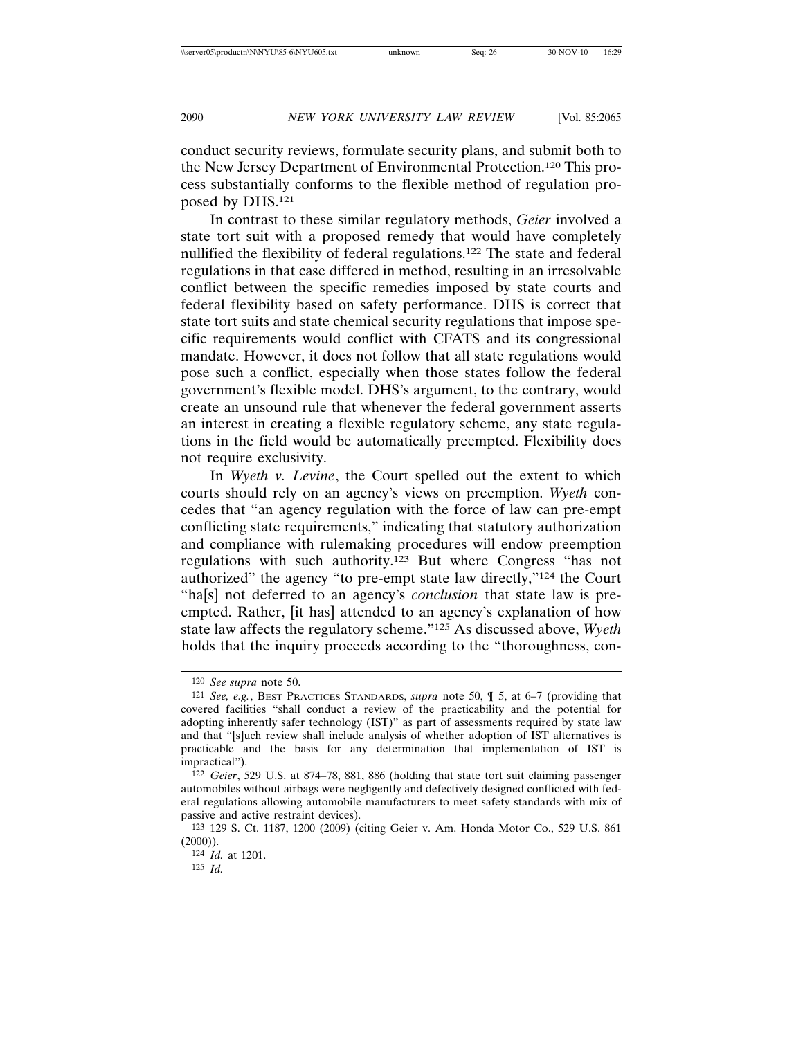conduct security reviews, formulate security plans, and submit both to the New Jersey Department of Environmental Protection.[120] This process substantially conforms to the flexible method of regulation proposed by DHS.[121]

In contrast to these similar regulatory methods, *Geier* involved a state tort suit with a proposed remedy that would have completely nullified the flexibility of federal regulations.[122] The state and federal regulations in that case differed in method, resulting in an irresolvable conflict between the specific remedies imposed by state courts and federal flexibility based on safety performance. DHS is correct that state tort suits and state chemical security regulations that impose specific requirements would conflict with CFATS and its congressional mandate. However, it does not follow that all state regulations would pose such a conflict, especially when those states follow the federal government's flexible model. DHS's argument, to the contrary, would create an unsound rule that whenever the federal government asserts an interest in creating a flexible regulatory scheme, any state regulations in the field would be automatically preempted. Flexibility does not require exclusivity.

In *Wyeth v. Levine*, the Court spelled out the extent to which courts should rely on an agency's views on preemption. *Wyeth* concedes that "an agency regulation with the force of law can pre-empt conflicting state requirements," indicating that statutory authorization and compliance with rulemaking procedures will endow preemption regulations with such authority.[123] But where Congress "has not authorized" the agency "to pre-empt state law directly,"[124] the Court "ha[s] not deferred to an agency's *conclusion* that state law is pre-empted. Rather, [it has] attended to an agency's explanation of how state law affects the regulatory scheme."[125] As discussed above, *Wyeth* holds that the inquiry proceeds according to the "thoroughness, con-

---

120 *See supra* note 50.

121 *See, e.g.*, BEST PRACTICES STANDARDS, *supra* note 50, ¶ 5, at 6–7 (providing that covered facilities "shall conduct a review of the practicability and the potential for adopting inherently safer technology (IST)" as part of assessments required by state law and that "[s]uch review shall include analysis of whether adoption of IST alternatives is practicable and the basis for any determination that implementation of IST is impractical").

122 *Geier*, 529 U.S. at 874–78, 881, 886 (holding that state tort suit claiming passenger automobiles without airbags were negligently and defectively designed conflicted with federal regulations allowing automobile manufacturers to meet safety standards with mix of passive and active restraint devices).

123 129 S. Ct. 1187, 1200 (2009) (citing Geier v. Am. Honda Motor Co., 529 U.S. 861 (2000)).

124 *Id.* at 1201.

125 *Id.*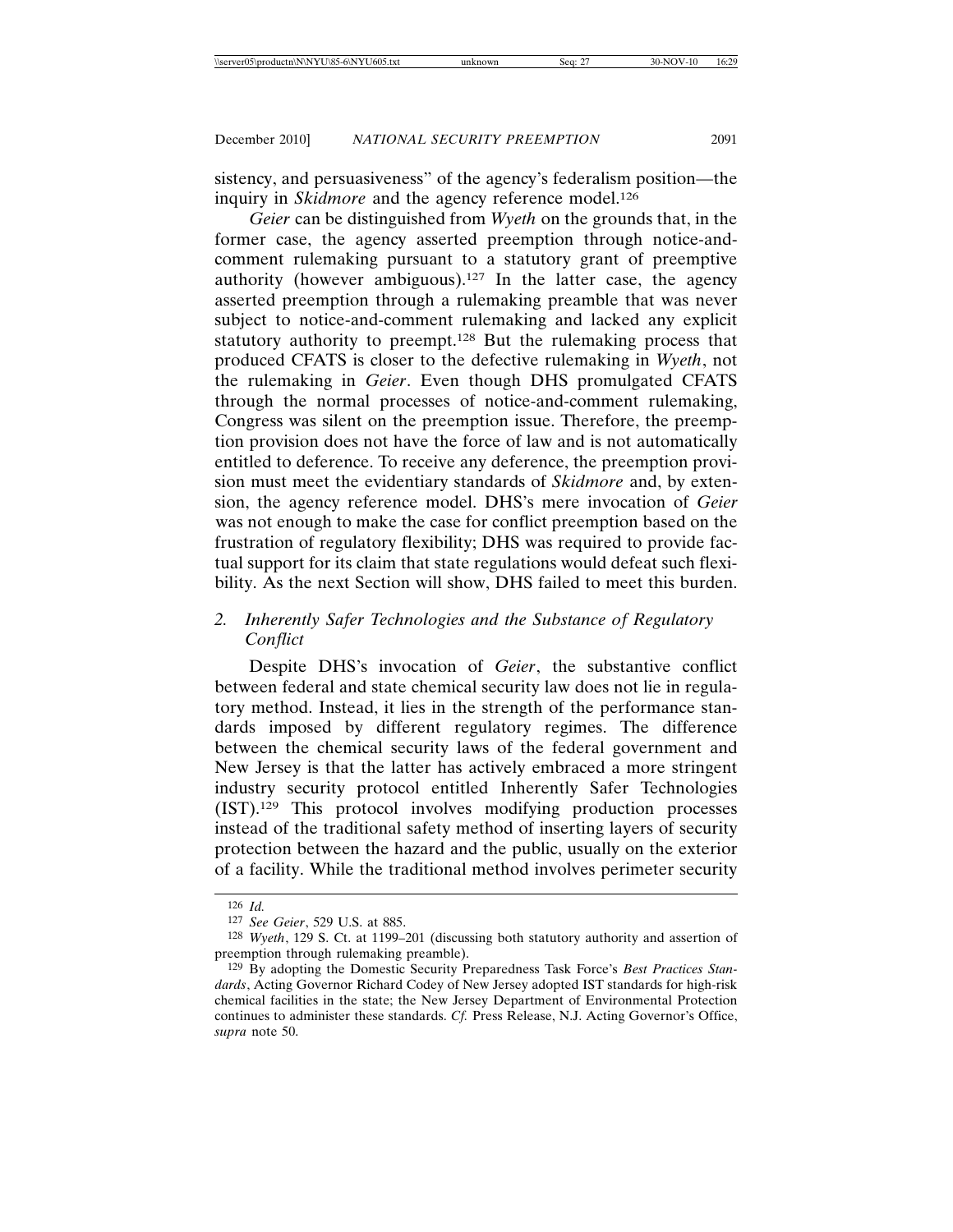sistency, and persuasiveness" of the agency's federalism position—the inquiry in *Skidmore* and the agency reference model.[126]

*Geier* can be distinguished from *Wyeth* on the grounds that, in the former case, the agency asserted preemption through notice-and-comment rulemaking pursuant to a statutory grant of preemptive authority (however ambiguous).[127] In the latter case, the agency asserted preemption through a rulemaking preamble that was never subject to notice-and-comment rulemaking and lacked any explicit statutory authority to preempt.[128] But the rulemaking process that produced CFATS is closer to the defective rulemaking in *Wyeth*, not the rulemaking in *Geier*. Even though DHS promulgated CFATS through the normal processes of notice-and-comment rulemaking, Congress was silent on the preemption issue. Therefore, the preemption provision does not have the force of law and is not automatically entitled to deference. To receive any deference, the preemption provision must meet the evidentiary standards of *Skidmore* and, by extension, the agency reference model. DHS's mere invocation of *Geier* was not enough to make the case for conflict preemption based on the frustration of regulatory flexibility; DHS was required to provide factual support for its claim that state regulations would defeat such flexibility. As the next Section will show, DHS failed to meet this burden.

### 2. *Inherently Safer Technologies and the Substance of Regulatory Conflict*

Despite DHS's invocation of *Geier*, the substantive conflict between federal and state chemical security law does not lie in regulatory method. Instead, it lies in the strength of the performance standards imposed by different regulatory regimes. The difference between the chemical security laws of the federal government and New Jersey is that the latter has actively embraced a more stringent industry security protocol entitled Inherently Safer Technologies (IST).[129] This protocol involves modifying production processes instead of the traditional safety method of inserting layers of security protection between the hazard and the public, usually on the exterior of a facility. While the traditional method involves perimeter security

---

[126] *Id.*

[127] *See Geier*, 529 U.S. at 885.

[128] *Wyeth*, 129 S. Ct. at 1199–201 (discussing both statutory authority and assertion of preemption through rulemaking preamble).

[129] By adopting the Domestic Security Preparedness Task Force's *Best Practices Standards*, Acting Governor Richard Codey of New Jersey adopted IST standards for high-risk chemical facilities in the state; the New Jersey Department of Environmental Protection continues to administer these standards. *Cf.* Press Release, N.J. Acting Governor's Office, *supra* note 50.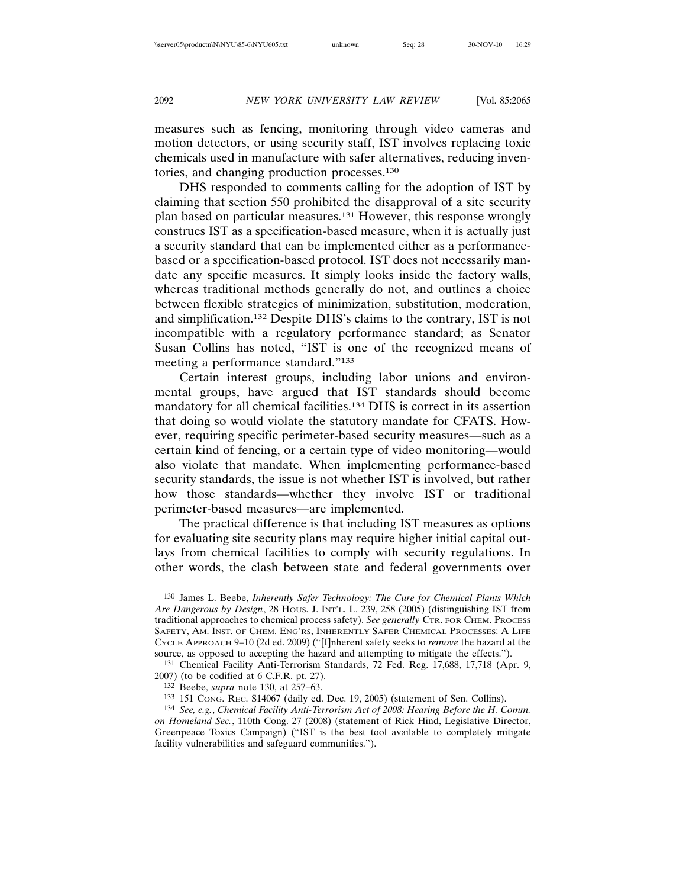measures such as fencing, monitoring through video cameras and motion detectors, or using security staff, IST involves replacing toxic chemicals used in manufacture with safer alternatives, reducing inventories, and changing production processes.[130]

DHS responded to comments calling for the adoption of IST by claiming that section 550 prohibited the disapproval of a site security plan based on particular measures.[131] However, this response wrongly construes IST as a specification-based measure, when it is actually just a security standard that can be implemented either as a performance-based or a specification-based protocol. IST does not necessarily mandate any specific measures. It simply looks inside the factory walls, whereas traditional methods generally do not, and outlines a choice between flexible strategies of minimization, substitution, moderation, and simplification.[132] Despite DHS's claims to the contrary, IST is not incompatible with a regulatory performance standard; as Senator Susan Collins has noted, "IST is one of the recognized means of meeting a performance standard."[133]

Certain interest groups, including labor unions and environmental groups, have argued that IST standards should become mandatory for all chemical facilities.[134] DHS is correct in its assertion that doing so would violate the statutory mandate for CFATS. However, requiring specific perimeter-based security measures—such as a certain kind of fencing, or a certain type of video monitoring—would also violate that mandate. When implementing performance-based security standards, the issue is not whether IST is involved, but rather how those standards—whether they involve IST or traditional perimeter-based measures—are implemented.

The practical difference is that including IST measures as options for evaluating site security plans may require higher initial capital outlays from chemical facilities to comply with security regulations. In other words, the clash between state and federal governments over

---

[130] James L. Beebe, *Inherently Safer Technology: The Cure for Chemical Plants Which Are Dangerous by Design*, 28 HOUS. J. INT'L. L. 239, 258 (2005) (distinguishing IST from traditional approaches to chemical process safety). *See generally* CTR. FOR CHEM. PROCESS SAFETY, AM. INST. OF CHEM. ENG'RS, INHERENTLY SAFER CHEMICAL PROCESSES: A LIFE CYCLE APPROACH 9–10 (2d ed. 2009) ("[I]nherent safety seeks to *remove* the hazard at the source, as opposed to accepting the hazard and attempting to mitigate the effects.").

[131] Chemical Facility Anti-Terrorism Standards, 72 Fed. Reg. 17,688, 17,718 (Apr. 9, 2007) (to be codified at 6 C.F.R. pt. 27).

[132] Beebe, *supra* note 130, at 257–63.

[133] 151 CONG. REC. S14067 (daily ed. Dec. 19, 2005) (statement of Sen. Collins).

[134] *See, e.g.*, *Chemical Facility Anti-Terrorism Act of 2008: Hearing Before the H. Comm. on Homeland Sec.*, 110th Cong. 27 (2008) (statement of Rick Hind, Legislative Director, Greenpeace Toxics Campaign) ("IST is the best tool available to completely mitigate facility vulnerabilities and safeguard communities.").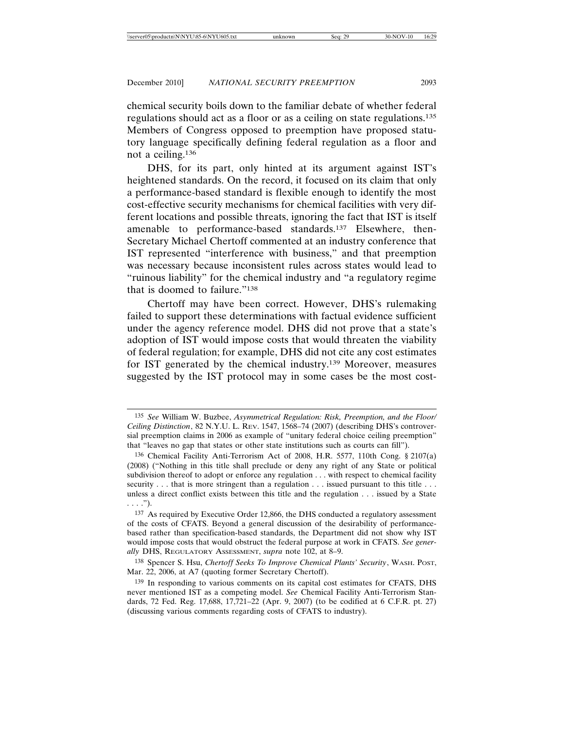chemical security boils down to the familiar debate of whether federal regulations should act as a floor or as a ceiling on state regulations.[135] Members of Congress opposed to preemption have proposed statutory language specifically defining federal regulation as a floor and not a ceiling.[136]

DHS, for its part, only hinted at its argument against IST's heightened standards. On the record, it focused on its claim that only a performance-based standard is flexible enough to identify the most cost-effective security mechanisms for chemical facilities with very different locations and possible threats, ignoring the fact that IST is itself amenable to performance-based standards.[137] Elsewhere, then-Secretary Michael Chertoff commented at an industry conference that IST represented "interference with business," and that preemption was necessary because inconsistent rules across states would lead to "ruinous liability" for the chemical industry and "a regulatory regime that is doomed to failure."[138]

Chertoff may have been correct. However, DHS's rulemaking failed to support these determinations with factual evidence sufficient under the agency reference model. DHS did not prove that a state's adoption of IST would impose costs that would threaten the viability of federal regulation; for example, DHS did not cite any cost estimates for IST generated by the chemical industry.[139] Moreover, measures suggested by the IST protocol may in some cases be the most cost-

---

[135] *See* William W. Buzbee, *Asymmetrical Regulation: Risk, Preemption, and the Floor/Ceiling Distinction*, 82 N.Y.U. L. REV. 1547, 1568–74 (2007) (describing DHS's controversial preemption claims in 2006 as example of "unitary federal choice ceiling preemption" that "leaves no gap that states or other state institutions such as courts can fill").

[136] Chemical Facility Anti-Terrorism Act of 2008, H.R. 5577, 110th Cong. § 2107(a) (2008) ("Nothing in this title shall preclude or deny any right of any State or political subdivision thereof to adopt or enforce any regulation . . . with respect to chemical facility security . . . that is more stringent than a regulation . . . issued pursuant to this title . . . unless a direct conflict exists between this title and the regulation . . . issued by a State . . . .").

[137] As required by Executive Order 12,866, the DHS conducted a regulatory assessment of the costs of CFATS. Beyond a general discussion of the desirability of performance-based rather than specification-based standards, the Department did not show why IST would impose costs that would obstruct the federal purpose at work in CFATS. *See generally* DHS, REGULATORY ASSESSMENT, *supra* note 102, at 8–9.

[138] Spencer S. Hsu, *Chertoff Seeks To Improve Chemical Plants' Security*, WASH. POST, Mar. 22, 2006, at A7 (quoting former Secretary Chertoff).

[139] In responding to various comments on its capital cost estimates for CFATS, DHS never mentioned IST as a competing model. *See* Chemical Facility Anti-Terrorism Standards, 72 Fed. Reg. 17,688, 17,721–22 (Apr. 9, 2007) (to be codified at 6 C.F.R. pt. 27) (discussing various comments regarding costs of CFATS to industry).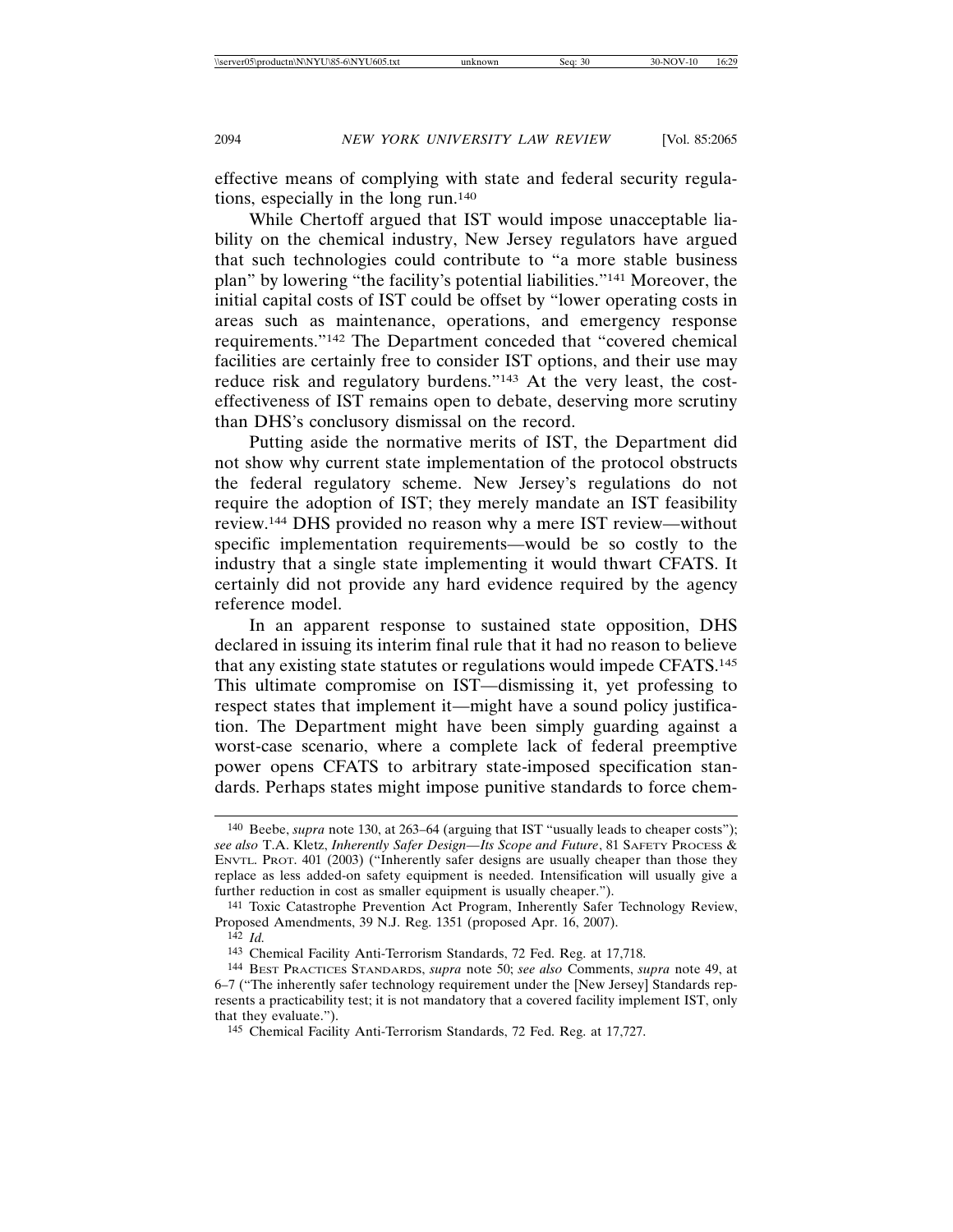effective means of complying with state and federal security regulations, especially in the long run.[140]

While Chertoff argued that IST would impose unacceptable liability on the chemical industry, New Jersey regulators have argued that such technologies could contribute to "a more stable business plan" by lowering "the facility's potential liabilities."[141] Moreover, the initial capital costs of IST could be offset by "lower operating costs in areas such as maintenance, operations, and emergency response requirements."[142] The Department conceded that "covered chemical facilities are certainly free to consider IST options, and their use may reduce risk and regulatory burdens."[143] At the very least, the cost-effectiveness of IST remains open to debate, deserving more scrutiny than DHS's conclusory dismissal on the record.

Putting aside the normative merits of IST, the Department did not show why current state implementation of the protocol obstructs the federal regulatory scheme. New Jersey's regulations do not require the adoption of IST; they merely mandate an IST feasibility review.[144] DHS provided no reason why a mere IST review—without specific implementation requirements—would be so costly to the industry that a single state implementing it would thwart CFATS. It certainly did not provide any hard evidence required by the agency reference model.

In an apparent response to sustained state opposition, DHS declared in issuing its interim final rule that it had no reason to believe that any existing state statutes or regulations would impede CFATS.[145] This ultimate compromise on IST—dismissing it, yet professing to respect states that implement it—might have a sound policy justification. The Department might have been simply guarding against a worst-case scenario, where a complete lack of federal preemptive power opens CFATS to arbitrary state-imposed specification standards. Perhaps states might impose punitive standards to force chem-

---

[140] Beebe, *supra* note 130, at 263–64 (arguing that IST "usually leads to cheaper costs"); *see also* T.A. Kletz, *Inherently Safer Design—Its Scope and Future*, 81 SAFETY PROCESS & ENVTL. PROT. 401 (2003) ("Inherently safer designs are usually cheaper than those they replace as less added-on safety equipment is needed. Intensification will usually give a further reduction in cost as smaller equipment is usually cheaper.").

[141] Toxic Catastrophe Prevention Act Program, Inherently Safer Technology Review, Proposed Amendments, 39 N.J. Reg. 1351 (proposed Apr. 16, 2007).

[142] *Id.*

[143] Chemical Facility Anti-Terrorism Standards, 72 Fed. Reg. at 17,718.

[144] BEST PRACTICES STANDARDS, *supra* note 50; *see also* Comments, *supra* note 49, at 6–7 ("The inherently safer technology requirement under the [New Jersey] Standards represents a practicability test; it is not mandatory that a covered facility implement IST, only that they evaluate.").

[145] Chemical Facility Anti-Terrorism Standards, 72 Fed. Reg. at 17,727.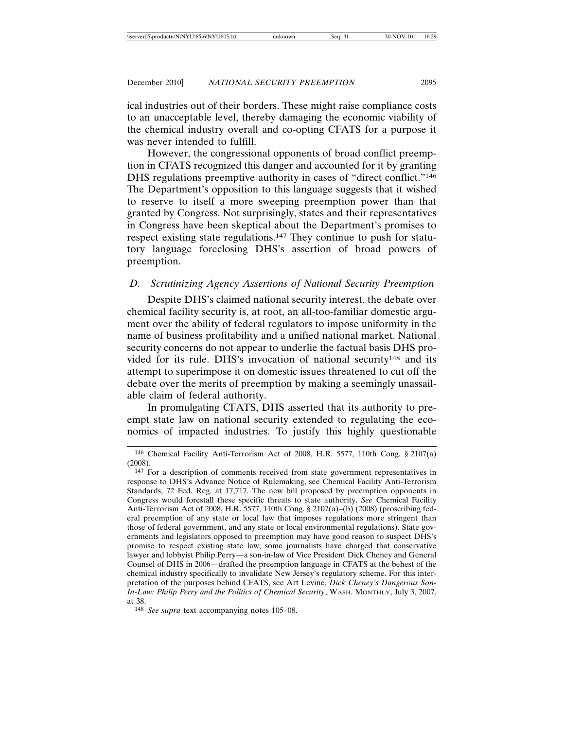ical industries out of their borders. These might raise compliance costs to an unacceptable level, thereby damaging the economic viability of the chemical industry overall and co-opting CFATS for a purpose it was never intended to fulfill.

However, the congressional opponents of broad conflict preemption in CFATS recognized this danger and accounted for it by granting DHS regulations preemptive authority in cases of "direct conflict."[146] The Department's opposition to this language suggests that it wished to reserve to itself a more sweeping preemption power than that granted by Congress. Not surprisingly, states and their representatives in Congress have been skeptical about the Department's promises to respect existing state regulations.[147] They continue to push for statutory language foreclosing DHS's assertion of broad powers of preemption.

### D. Scrutinizing Agency Assertions of National Security Preemption

Despite DHS's claimed national security interest, the debate over chemical facility security is, at root, an all-too-familiar domestic argument over the ability of federal regulators to impose uniformity in the name of business profitability and a unified national market. National security concerns do not appear to underlie the factual basis DHS provided for its rule. DHS's invocation of national security[148] and its attempt to superimpose it on domestic issues threatened to cut off the debate over the merits of preemption by making a seemingly unassailable claim of federal authority.

In promulgating CFATS, DHS asserted that its authority to preempt state law on national security extended to regulating the economics of impacted industries. To justify this highly questionable

---

[146] Chemical Facility Anti-Terrorism Act of 2008, H.R. 5577, 110th Cong. § 2107(a) (2008).

[147] For a description of comments received from state government representatives in response to DHS's Advance Notice of Rulemaking, see Chemical Facility Anti-Terrorism Standards, 72 Fed. Reg. at 17,717. The new bill proposed by preemption opponents in Congress would forestall these specific threats to state authority. *See* Chemical Facility Anti-Terrorism Act of 2008, H.R. 5577, 110th Cong. § 2107(a)–(b) (2008) (proscribing federal preemption of any state or local law that imposes regulations more stringent than those of federal government, and any state or local environmental regulations). State governments and legislators opposed to preemption may have good reason to suspect DHS's promise to respect existing state law; some journalists have charged that conservative lawyer and lobbyist Philip Perry—a son-in-law of Vice President Dick Cheney and General Counsel of DHS in 2006—drafted the preemption language in CFATS at the behest of the chemical industry specifically to invalidate New Jersey's regulatory scheme. For this interpretation of the purposes behind CFATS, see Art Levine, *Dick Cheney's Dangerous Son-In-Law: Philip Perry and the Politics of Chemical Security*, WASH. MONTHLY, July 3, 2007, at 38.

[148] *See supra* text accompanying notes 105–08.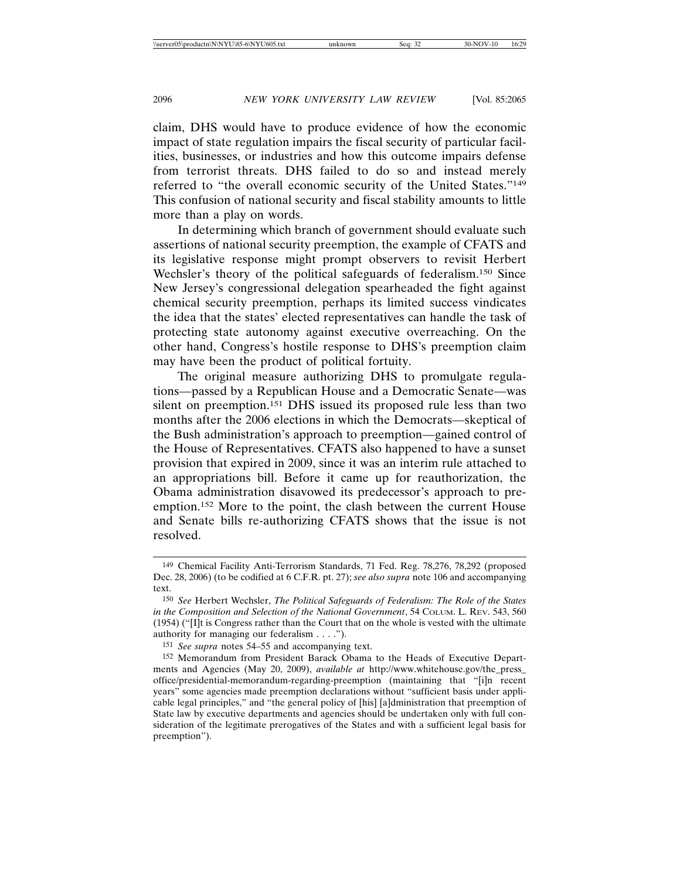claim, DHS would have to produce evidence of how the economic impact of state regulation impairs the fiscal security of particular facilities, businesses, or industries and how this outcome impairs defense from terrorist threats. DHS failed to do so and instead merely referred to "the overall economic security of the United States."[149] This confusion of national security and fiscal stability amounts to little more than a play on words.

In determining which branch of government should evaluate such assertions of national security preemption, the example of CFATS and its legislative response might prompt observers to revisit Herbert Wechsler's theory of the political safeguards of federalism.[150] Since New Jersey's congressional delegation spearheaded the fight against chemical security preemption, perhaps its limited success vindicates the idea that the states' elected representatives can handle the task of protecting state autonomy against executive overreaching. On the other hand, Congress's hostile response to DHS's preemption claim may have been the product of political fortuity.

The original measure authorizing DHS to promulgate regulations—passed by a Republican House and a Democratic Senate—was silent on preemption.[151] DHS issued its proposed rule less than two months after the 2006 elections in which the Democrats—skeptical of the Bush administration's approach to preemption—gained control of the House of Representatives. CFATS also happened to have a sunset provision that expired in 2009, since it was an interim rule attached to an appropriations bill. Before it came up for reauthorization, the Obama administration disavowed its predecessor's approach to preemption.[152] More to the point, the clash between the current House and Senate bills re-authorizing CFATS shows that the issue is not resolved.

---

[149] Chemical Facility Anti-Terrorism Standards, 71 Fed. Reg. 78,276, 78,292 (proposed Dec. 28, 2006) (to be codified at 6 C.F.R. pt. 27); *see also supra* note 106 and accompanying text.

[150] *See* Herbert Wechsler, *The Political Safeguards of Federalism: The Role of the States in the Composition and Selection of the National Government*, 54 COLUM. L. REV. 543, 560 (1954) ("[I]t is Congress rather than the Court that on the whole is vested with the ultimate authority for managing our federalism . . . .").

[151] *See supra* notes 54–55 and accompanying text.

[152] Memorandum from President Barack Obama to the Heads of Executive Departments and Agencies (May 20, 2009), *available at* http://www.whitehouse.gov/the_press_office/presidential-memorandum-regarding-preemption (maintaining that "[i]n recent years" some agencies made preemption declarations without "sufficient basis under applicable legal principles," and "the general policy of [his] [a]dministration that preemption of State law by executive departments and agencies should be undertaken only with full consideration of the legitimate prerogatives of the States and with a sufficient legal basis for preemption").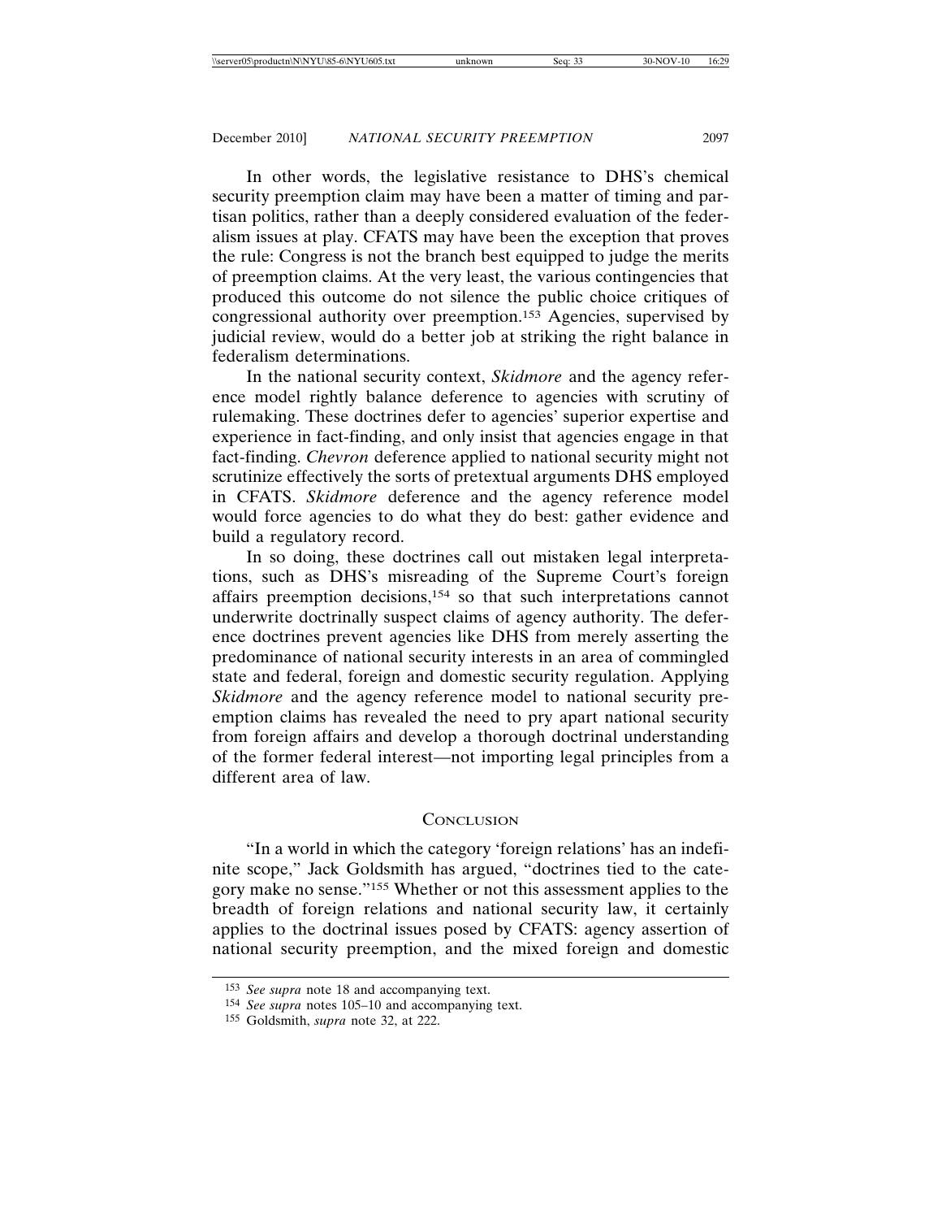In other words, the legislative resistance to DHS's chemical security preemption claim may have been a matter of timing and partisan politics, rather than a deeply considered evaluation of the federalism issues at play. CFATS may have been the exception that proves the rule: Congress is not the branch best equipped to judge the merits of preemption claims. At the very least, the various contingencies that produced this outcome do not silence the public choice critiques of congressional authority over preemption.[153] Agencies, supervised by judicial review, would do a better job at striking the right balance in federalism determinations.

In the national security context, *Skidmore* and the agency reference model rightly balance deference to agencies with scrutiny of rulemaking. These doctrines defer to agencies' superior expertise and experience in fact-finding, and only insist that agencies engage in that fact-finding. *Chevron* deference applied to national security might not scrutinize effectively the sorts of pretextual arguments DHS employed in CFATS. *Skidmore* deference and the agency reference model would force agencies to do what they do best: gather evidence and build a regulatory record.

In so doing, these doctrines call out mistaken legal interpretations, such as DHS's misreading of the Supreme Court's foreign affairs preemption decisions,[154] so that such interpretations cannot underwrite doctrinally suspect claims of agency authority. The deference doctrines prevent agencies like DHS from merely asserting the predominance of national security interests in an area of commingled state and federal, foreign and domestic security regulation. Applying *Skidmore* and the agency reference model to national security preemption claims has revealed the need to pry apart national security from foreign affairs and develop a thorough doctrinal understanding of the former federal interest—not importing legal principles from a different area of law.

## Conclusion

"In a world in which the category 'foreign relations' has an indefinite scope," Jack Goldsmith has argued, "doctrines tied to the category make no sense."[155] Whether or not this assessment applies to the breadth of foreign relations and national security law, it certainly applies to the doctrinal issues posed by CFATS: agency assertion of national security preemption, and the mixed foreign and domestic

---

[153] *See supra* note 18 and accompanying text.

[154] *See supra* notes 105–10 and accompanying text.

[155] Goldsmith, *supra* note 32, at 222.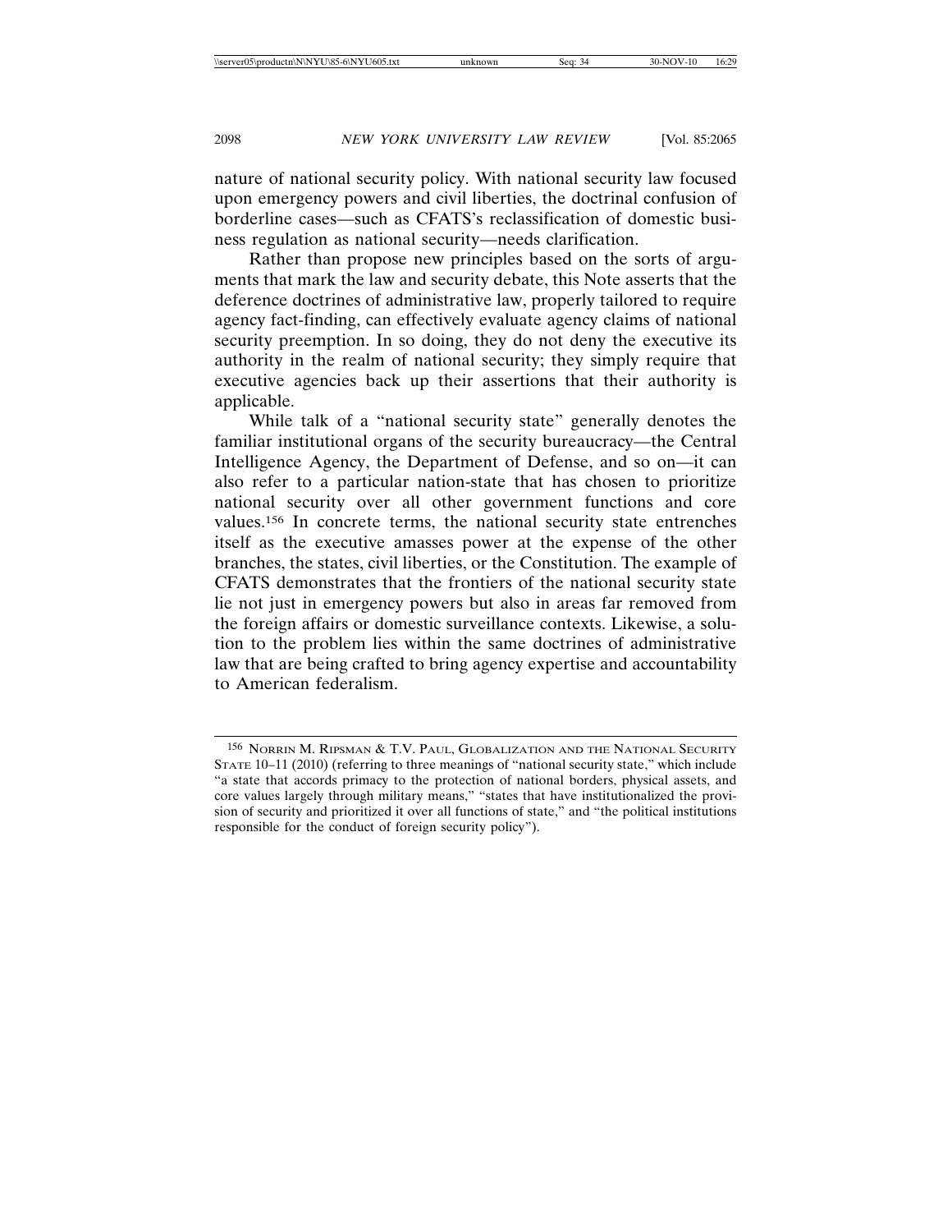nature of national security policy. With national security law focused upon emergency powers and civil liberties, the doctrinal confusion of borderline cases—such as CFATS's reclassification of domestic business regulation as national security—needs clarification.

Rather than propose new principles based on the sorts of arguments that mark the law and security debate, this Note asserts that the deference doctrines of administrative law, properly tailored to require agency fact-finding, can effectively evaluate agency claims of national security preemption. In so doing, they do not deny the executive its authority in the realm of national security; they simply require that executive agencies back up their assertions that their authority is applicable.

While talk of a "national security state" generally denotes the familiar institutional organs of the security bureaucracy—the Central Intelligence Agency, the Department of Defense, and so on—it can also refer to a particular nation-state that has chosen to prioritize national security over all other government functions and core values.[156] In concrete terms, the national security state entrenches itself as the executive amasses power at the expense of the other branches, the states, civil liberties, or the Constitution. The example of CFATS demonstrates that the frontiers of the national security state lie not just in emergency powers but also in areas far removed from the foreign affairs or domestic surveillance contexts. Likewise, a solution to the problem lies within the same doctrines of administrative law that are being crafted to bring agency expertise and accountability to American federalism.

---

[156] NORRIN M. RIPSMAN & T.V. PAUL, GLOBALIZATION AND THE NATIONAL SECURITY STATE 10–11 (2010) (referring to three meanings of "national security state," which include "a state that accords primacy to the protection of national borders, physical assets, and core values largely through military means," "states that have institutionalized the provision of security and prioritized it over all functions of state," and "the political institutions responsible for the conduct of foreign security policy").